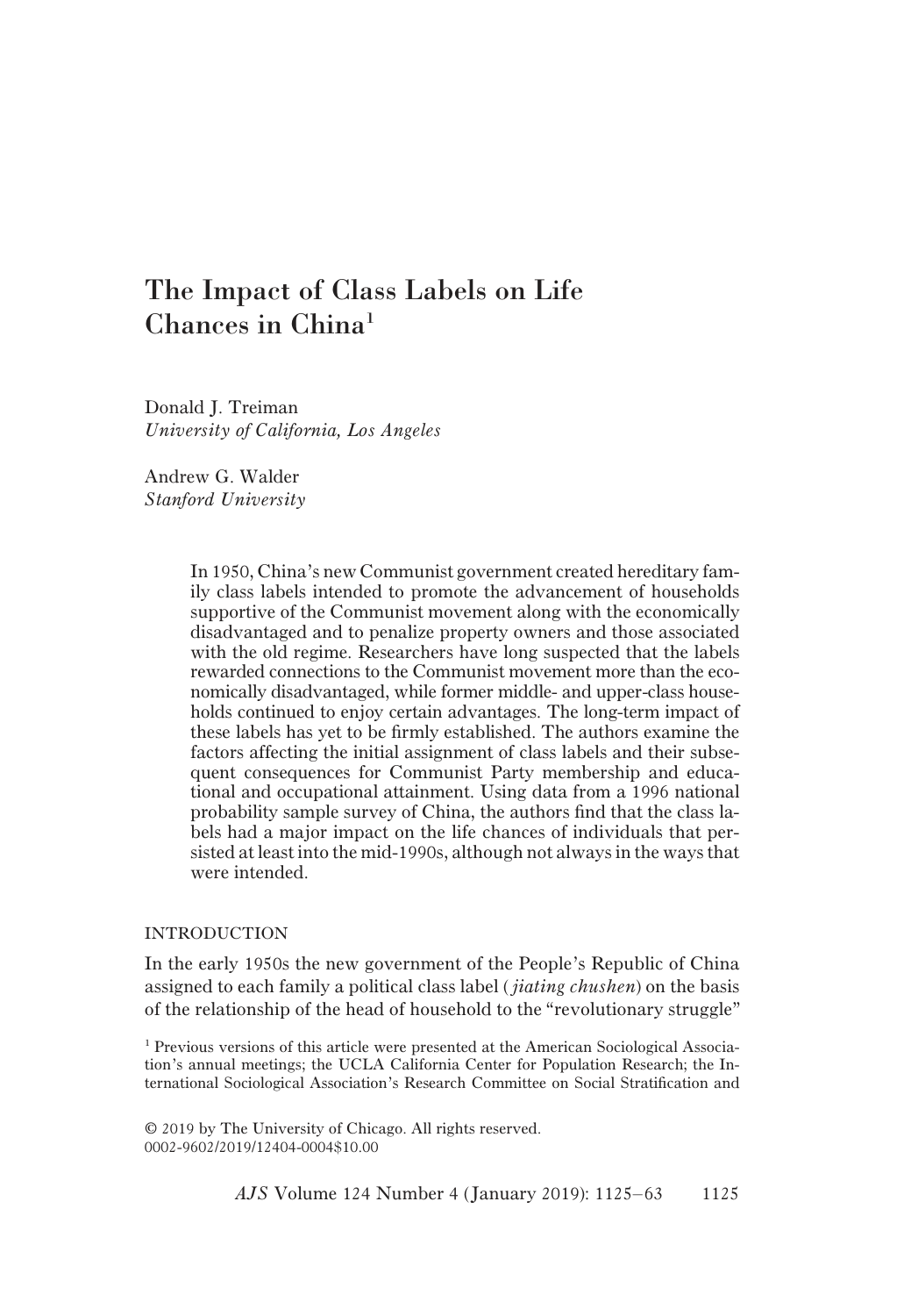# The Impact of Class Labels on Life Chances in China[1]

Donald J. Treiman
*University of California, Los Angeles*

Andrew G. Walder
*Stanford University*

In 1950, China's new Communist government created hereditary family class labels intended to promote the advancement of households supportive of the Communist movement along with the economically disadvantaged and to penalize property owners and those associated with the old regime. Researchers have long suspected that the labels rewarded connections to the Communist movement more than the economically disadvantaged, while former middle- and upper-class households continued to enjoy certain advantages. The long-term impact of these labels has yet to be firmly established. The authors examine the factors affecting the initial assignment of class labels and their subsequent consequences for Communist Party membership and educational and occupational attainment. Using data from a 1996 national probability sample survey of China, the authors find that the class labels had a major impact on the life chances of individuals that persisted at least into the mid-1990s, although not always in the ways that were intended.

## INTRODUCTION

In the early 1950s the new government of the People's Republic of China assigned to each family a political class label (*jiating chushen*) on the basis of the relationship of the head of household to the "revolutionary struggle"

[1] Previous versions of this article were presented at the American Sociological Association's annual meetings; the UCLA California Center for Population Research; the International Sociological Association's Research Committee on Social Stratification and

© 2019 by The University of Chicago. All rights reserved.
0002-9602/2019/12404-0004$10.00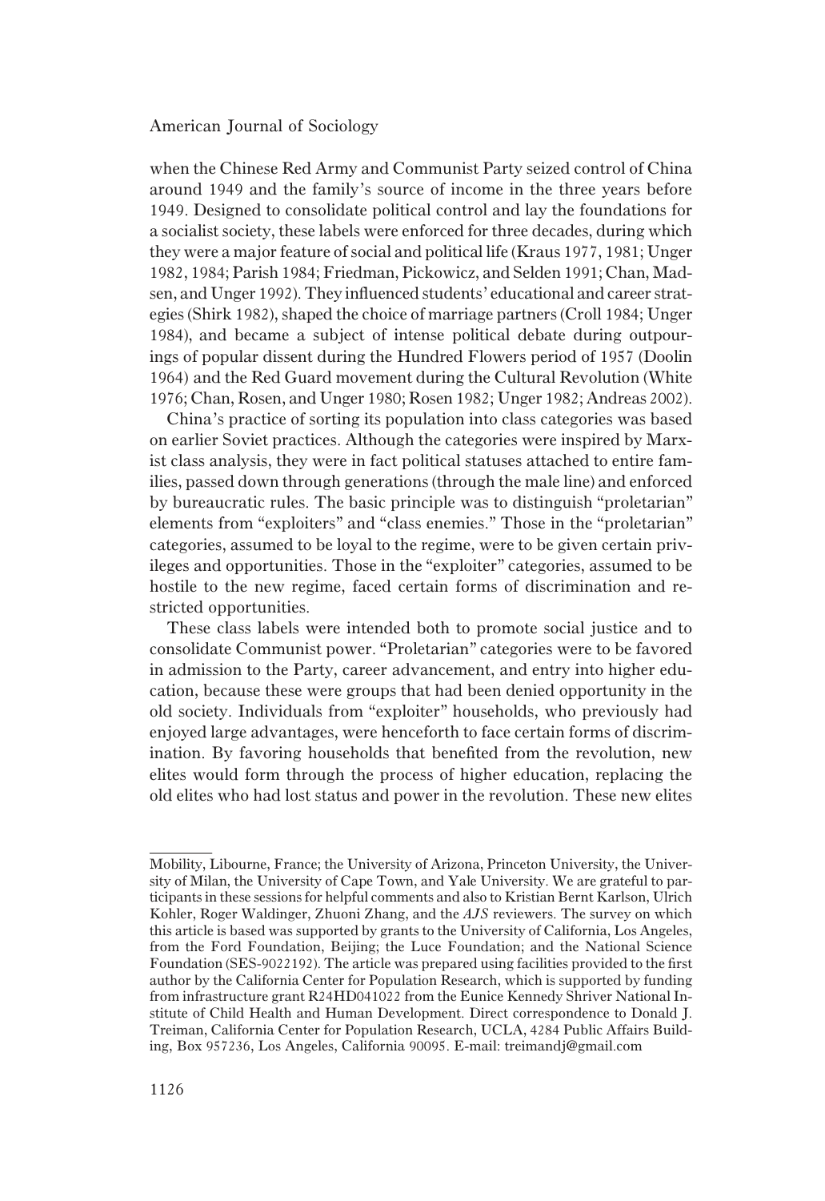when the Chinese Red Army and Communist Party seized control of China around 1949 and the family's source of income in the three years before 1949. Designed to consolidate political control and lay the foundations for a socialist society, these labels were enforced for three decades, during which they were a major feature of social and political life (Kraus 1977, 1981; Unger 1982, 1984; Parish 1984; Friedman, Pickowicz, and Selden 1991; Chan, Madsen, and Unger 1992). They influenced students' educational and career strategies (Shirk 1982), shaped the choice of marriage partners (Croll 1984; Unger 1984), and became a subject of intense political debate during outpourings of popular dissent during the Hundred Flowers period of 1957 (Doolin 1964) and the Red Guard movement during the Cultural Revolution (White 1976; Chan, Rosen, and Unger 1980; Rosen 1982; Unger 1982; Andreas 2002).

China's practice of sorting its population into class categories was based on earlier Soviet practices. Although the categories were inspired by Marxist class analysis, they were in fact political statuses attached to entire families, passed down through generations (through the male line) and enforced by bureaucratic rules. The basic principle was to distinguish "proletarian" elements from "exploiters" and "class enemies." Those in the "proletarian" categories, assumed to be loyal to the regime, were to be given certain privileges and opportunities. Those in the "exploiter" categories, assumed to be hostile to the new regime, faced certain forms of discrimination and restricted opportunities.

These class labels were intended both to promote social justice and to consolidate Communist power. "Proletarian" categories were to be favored in admission to the Party, career advancement, and entry into higher education, because these were groups that had been denied opportunity in the old society. Individuals from "exploiter" households, who previously had enjoyed large advantages, were henceforth to face certain forms of discrimination. By favoring households that benefited from the revolution, new elites would form through the process of higher education, replacing the old elites who had lost status and power in the revolution. These new elites

---

Mobility, Libourne, France; the University of Arizona, Princeton University, the University of Milan, the University of Cape Town, and Yale University. We are grateful to participants in these sessions for helpful comments and also to Kristian Bernt Karlson, Ulrich Kohler, Roger Waldinger, Zhuoni Zhang, and the *AJS* reviewers. The survey on which this article is based was supported by grants to the University of California, Los Angeles, from the Ford Foundation, Beijing; the Luce Foundation; and the National Science Foundation (SES-9022192). The article was prepared using facilities provided to the first author by the California Center for Population Research, which is supported by funding from infrastructure grant R24HD041022 from the Eunice Kennedy Shriver National Institute of Child Health and Human Development. Direct correspondence to Donald J. Treiman, California Center for Population Research, UCLA, 4284 Public Affairs Building, Box 957236, Los Angeles, California 90095. E-mail: treimandj@gmail.com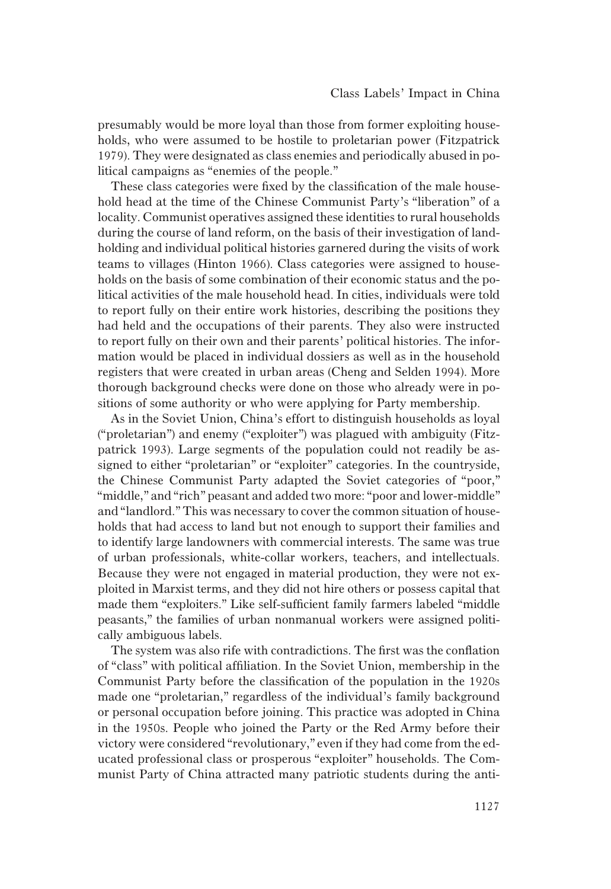presumably would be more loyal than those from former exploiting households, who were assumed to be hostile to proletarian power (Fitzpatrick 1979). They were designated as class enemies and periodically abused in political campaigns as "enemies of the people."

These class categories were fixed by the classification of the male household head at the time of the Chinese Communist Party's "liberation" of a locality. Communist operatives assigned these identities to rural households during the course of land reform, on the basis of their investigation of landholding and individual political histories garnered during the visits of work teams to villages (Hinton 1966). Class categories were assigned to households on the basis of some combination of their economic status and the political activities of the male household head. In cities, individuals were told to report fully on their entire work histories, describing the positions they had held and the occupations of their parents. They also were instructed to report fully on their own and their parents' political histories. The information would be placed in individual dossiers as well as in the household registers that were created in urban areas (Cheng and Selden 1994). More thorough background checks were done on those who already were in positions of some authority or who were applying for Party membership.

As in the Soviet Union, China's effort to distinguish households as loyal ("proletarian") and enemy ("exploiter") was plagued with ambiguity (Fitzpatrick 1993). Large segments of the population could not readily be assigned to either "proletarian" or "exploiter" categories. In the countryside, the Chinese Communist Party adapted the Soviet categories of "poor," "middle," and "rich" peasant and added two more: "poor and lower-middle" and "landlord." This was necessary to cover the common situation of households that had access to land but not enough to support their families and to identify large landowners with commercial interests. The same was true of urban professionals, white-collar workers, teachers, and intellectuals. Because they were not engaged in material production, they were not exploited in Marxist terms, and they did not hire others or possess capital that made them "exploiters." Like self-sufficient family farmers labeled "middle peasants," the families of urban nonmanual workers were assigned politically ambiguous labels.

The system was also rife with contradictions. The first was the conflation of "class" with political affiliation. In the Soviet Union, membership in the Communist Party before the classification of the population in the 1920s made one "proletarian," regardless of the individual's family background or personal occupation before joining. This practice was adopted in China in the 1950s. People who joined the Party or the Red Army before their victory were considered "revolutionary," even if they had come from the educated professional class or prosperous "exploiter" households. The Communist Party of China attracted many patriotic students during the anti-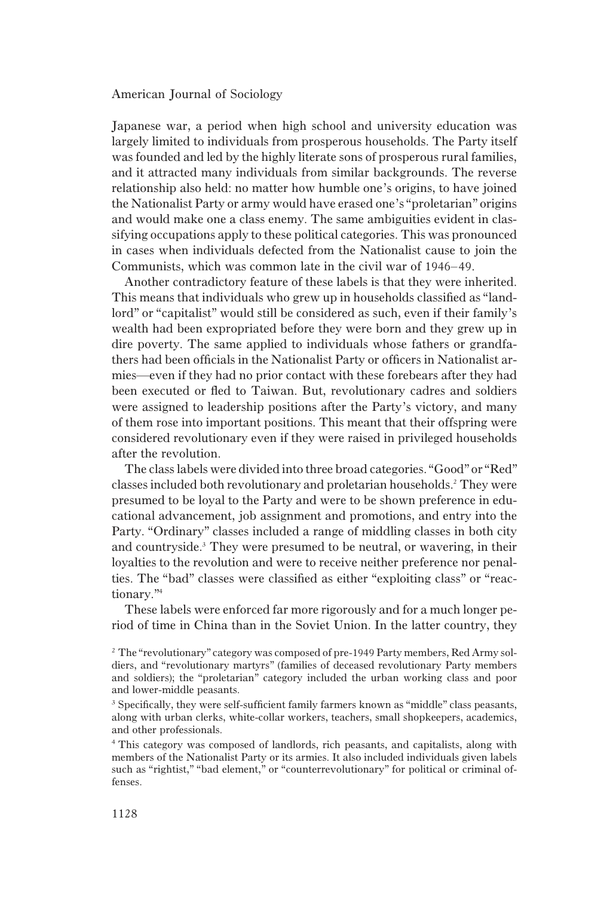Japanese war, a period when high school and university education was largely limited to individuals from prosperous households. The Party itself was founded and led by the highly literate sons of prosperous rural families, and it attracted many individuals from similar backgrounds. The reverse relationship also held: no matter how humble one's origins, to have joined the Nationalist Party or army would have erased one's "proletarian" origins and would make one a class enemy. The same ambiguities evident in classifying occupations apply to these political categories. This was pronounced in cases when individuals defected from the Nationalist cause to join the Communists, which was common late in the civil war of 1946–49.

Another contradictory feature of these labels is that they were inherited. This means that individuals who grew up in households classified as "landlord" or "capitalist" would still be considered as such, even if their family's wealth had been expropriated before they were born and they grew up in dire poverty. The same applied to individuals whose fathers or grandfathers had been officials in the Nationalist Party or officers in Nationalist armies—even if they had no prior contact with these forebears after they had been executed or fled to Taiwan. But, revolutionary cadres and soldiers were assigned to leadership positions after the Party's victory, and many of them rose into important positions. This meant that their offspring were considered revolutionary even if they were raised in privileged households after the revolution.

The class labels were divided into three broad categories. "Good" or "Red" classes included both revolutionary and proletarian households.[2] They were presumed to be loyal to the Party and were to be shown preference in educational advancement, job assignment and promotions, and entry into the Party. "Ordinary" classes included a range of middling classes in both city and countryside.[3] They were presumed to be neutral, or wavering, in their loyalties to the revolution and were to receive neither preference nor penalties. The "bad" classes were classified as either "exploiting class" or "reactionary."[4]

These labels were enforced far more rigorously and for a much longer period of time in China than in the Soviet Union. In the latter country, they

[2] The "revolutionary" category was composed of pre-1949 Party members, Red Army soldiers, and "revolutionary martyrs" (families of deceased revolutionary Party members and soldiers); the "proletarian" category included the urban working class and poor and lower-middle peasants.

[3] Specifically, they were self-sufficient family farmers known as "middle" class peasants, along with urban clerks, white-collar workers, teachers, small shopkeepers, academics, and other professionals.

[4] This category was composed of landlords, rich peasants, and capitalists, along with members of the Nationalist Party or its armies. It also included individuals given labels such as "rightist," "bad element," or "counterrevolutionary" for political or criminal offenses.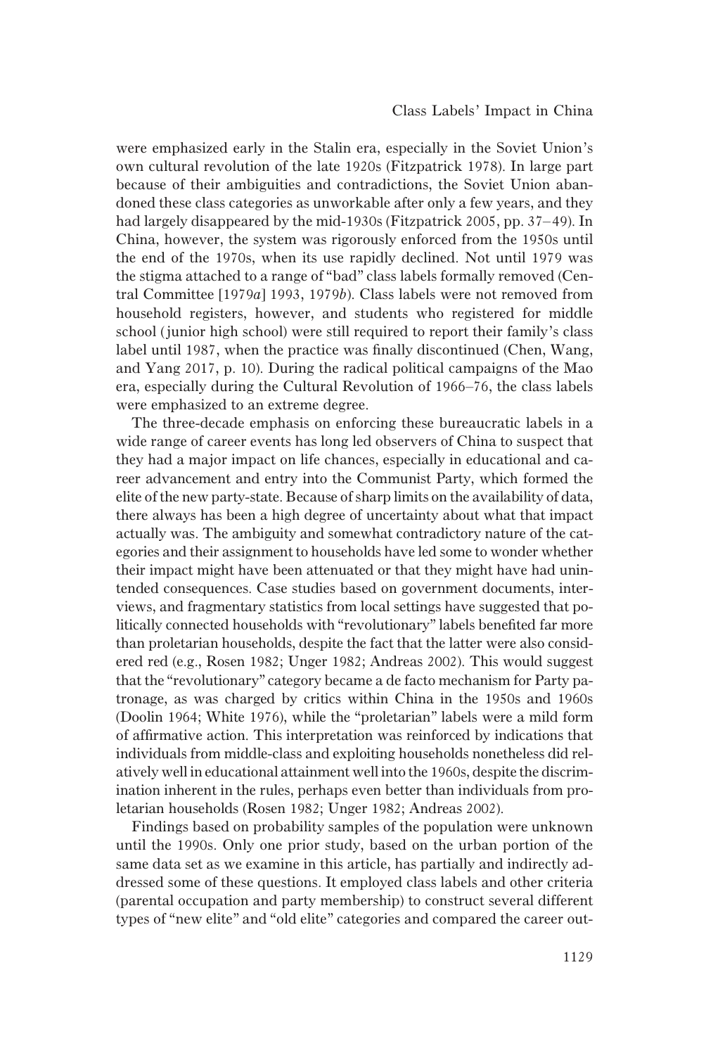were emphasized early in the Stalin era, especially in the Soviet Union's own cultural revolution of the late 1920s (Fitzpatrick 1978). In large part because of their ambiguities and contradictions, the Soviet Union abandoned these class categories as unworkable after only a few years, and they had largely disappeared by the mid-1930s (Fitzpatrick 2005, pp. 37–49). In China, however, the system was rigorously enforced from the 1950s until the end of the 1970s, when its use rapidly declined. Not until 1979 was the stigma attached to a range of "bad" class labels formally removed (Central Committee [1979*a*] 1993, 1979*b*). Class labels were not removed from household registers, however, and students who registered for middle school (junior high school) were still required to report their family's class label until 1987, when the practice was finally discontinued (Chen, Wang, and Yang 2017, p. 10). During the radical political campaigns of the Mao era, especially during the Cultural Revolution of 1966–76, the class labels were emphasized to an extreme degree.

The three-decade emphasis on enforcing these bureaucratic labels in a wide range of career events has long led observers of China to suspect that they had a major impact on life chances, especially in educational and career advancement and entry into the Communist Party, which formed the elite of the new party-state. Because of sharp limits on the availability of data, there always has been a high degree of uncertainty about what that impact actually was. The ambiguity and somewhat contradictory nature of the categories and their assignment to households have led some to wonder whether their impact might have been attenuated or that they might have had unintended consequences. Case studies based on government documents, interviews, and fragmentary statistics from local settings have suggested that politically connected households with "revolutionary" labels benefited far more than proletarian households, despite the fact that the latter were also considered red (e.g., Rosen 1982; Unger 1982; Andreas 2002). This would suggest that the "revolutionary" category became a de facto mechanism for Party patronage, as was charged by critics within China in the 1950s and 1960s (Doolin 1964; White 1976), while the "proletarian" labels were a mild form of affirmative action. This interpretation was reinforced by indications that individuals from middle-class and exploiting households nonetheless did relatively well in educational attainment well into the 1960s, despite the discrimination inherent in the rules, perhaps even better than individuals from proletarian households (Rosen 1982; Unger 1982; Andreas 2002).

Findings based on probability samples of the population were unknown until the 1990s. Only one prior study, based on the urban portion of the same data set as we examine in this article, has partially and indirectly addressed some of these questions. It employed class labels and other criteria (parental occupation and party membership) to construct several different types of "new elite" and "old elite" categories and compared the career out-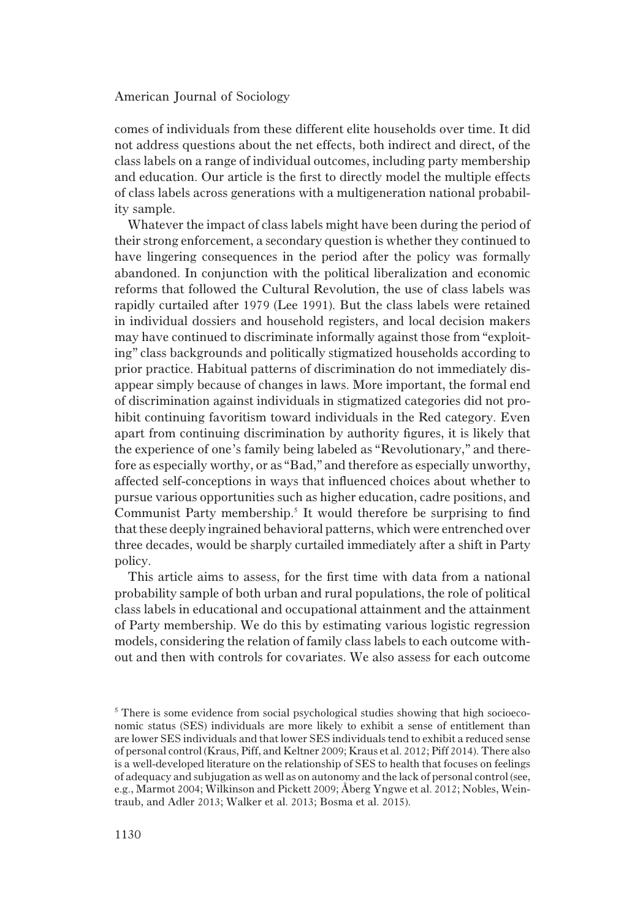comes of individuals from these different elite households over time. It did not address questions about the net effects, both indirect and direct, of the class labels on a range of individual outcomes, including party membership and education. Our article is the first to directly model the multiple effects of class labels across generations with a multigeneration national probability sample.

Whatever the impact of class labels might have been during the period of their strong enforcement, a secondary question is whether they continued to have lingering consequences in the period after the policy was formally abandoned. In conjunction with the political liberalization and economic reforms that followed the Cultural Revolution, the use of class labels was rapidly curtailed after 1979 (Lee 1991). But the class labels were retained in individual dossiers and household registers, and local decision makers may have continued to discriminate informally against those from "exploiting" class backgrounds and politically stigmatized households according to prior practice. Habitual patterns of discrimination do not immediately disappear simply because of changes in laws. More important, the formal end of discrimination against individuals in stigmatized categories did not prohibit continuing favoritism toward individuals in the Red category. Even apart from continuing discrimination by authority figures, it is likely that the experience of one's family being labeled as "Revolutionary," and therefore as especially worthy, or as "Bad," and therefore as especially unworthy, affected self-conceptions in ways that influenced choices about whether to pursue various opportunities such as higher education, cadre positions, and Communist Party membership.[5] It would therefore be surprising to find that these deeply ingrained behavioral patterns, which were entrenched over three decades, would be sharply curtailed immediately after a shift in Party policy.

This article aims to assess, for the first time with data from a national probability sample of both urban and rural populations, the role of political class labels in educational and occupational attainment and the attainment of Party membership. We do this by estimating various logistic regression models, considering the relation of family class labels to each outcome without and then with controls for covariates. We also assess for each outcome

[5] There is some evidence from social psychological studies showing that high socioeconomic status (SES) individuals are more likely to exhibit a sense of entitlement than are lower SES individuals and that lower SES individuals tend to exhibit a reduced sense of personal control (Kraus, Piff, and Keltner 2009; Kraus et al. 2012; Piff 2014). There also is a well-developed literature on the relationship of SES to health that focuses on feelings of adequacy and subjugation as well as on autonomy and the lack of personal control (see, e.g., Marmot 2004; Wilkinson and Pickett 2009; Åberg Yngwe et al. 2012; Nobles, Weintraub, and Adler 2013; Walker et al. 2013; Bosma et al. 2015).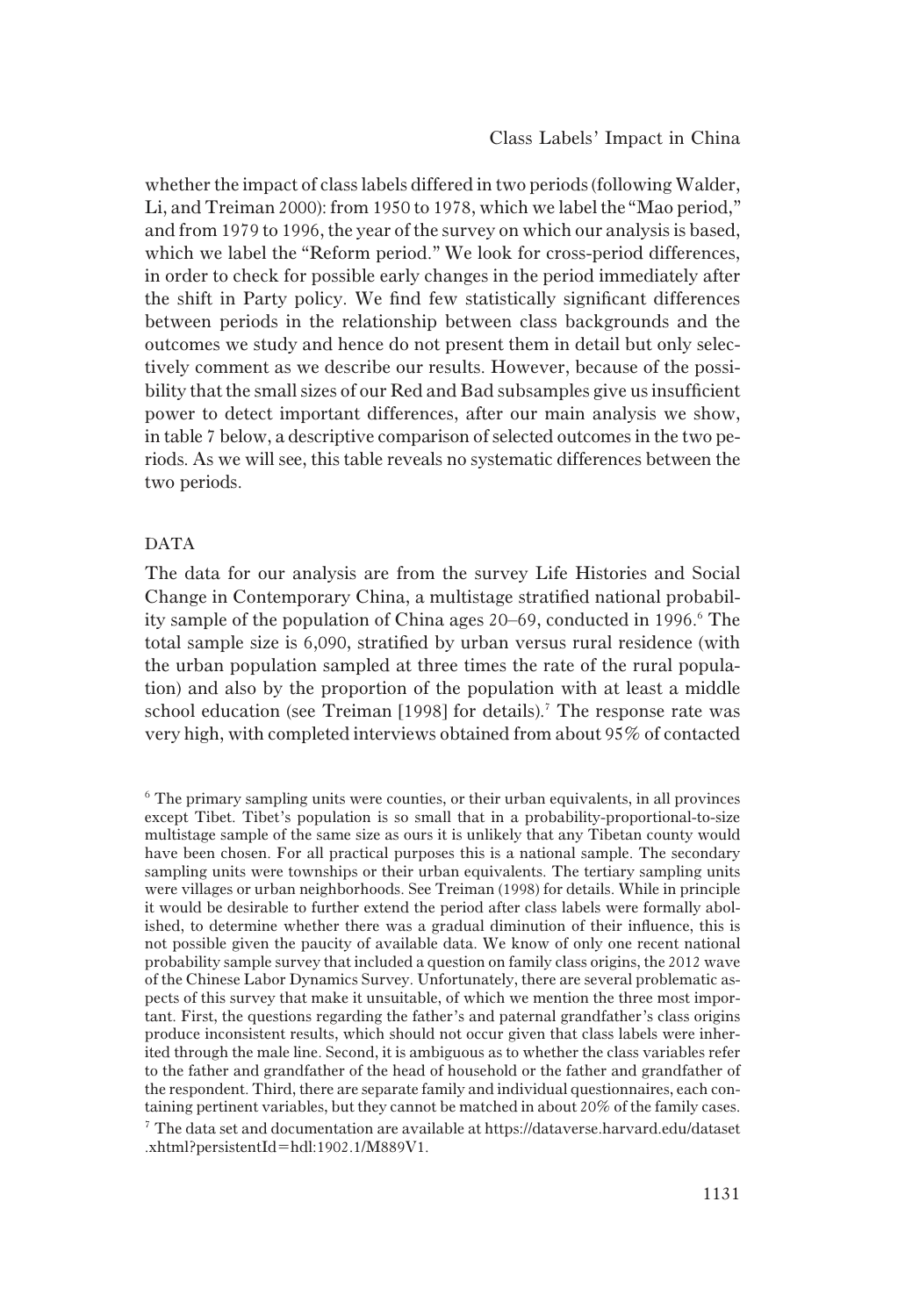whether the impact of class labels differed in two periods (following Walder, Li, and Treiman 2000): from 1950 to 1978, which we label the "Mao period," and from 1979 to 1996, the year of the survey on which our analysis is based, which we label the "Reform period." We look for cross-period differences, in order to check for possible early changes in the period immediately after the shift in Party policy. We find few statistically significant differences between periods in the relationship between class backgrounds and the outcomes we study and hence do not present them in detail but only selectively comment as we describe our results. However, because of the possibility that the small sizes of our Red and Bad subsamples give us insufficient power to detect important differences, after our main analysis we show, in table 7 below, a descriptive comparison of selected outcomes in the two periods. As we will see, this table reveals no systematic differences between the two periods.

## DATA

The data for our analysis are from the survey Life Histories and Social Change in Contemporary China, a multistage stratified national probability sample of the population of China ages 20–69, conducted in 1996.[6] The total sample size is 6,090, stratified by urban versus rural residence (with the urban population sampled at three times the rate of the rural population) and also by the proportion of the population with at least a middle school education (see Treiman [1998] for details).[7] The response rate was very high, with completed interviews obtained from about 95% of contacted

[6] The primary sampling units were counties, or their urban equivalents, in all provinces except Tibet. Tibet's population is so small that in a probability-proportional-to-size multistage sample of the same size as ours it is unlikely that any Tibetan county would have been chosen. For all practical purposes this is a national sample. The secondary sampling units were townships or their urban equivalents. The tertiary sampling units were villages or urban neighborhoods. See Treiman (1998) for details. While in principle it would be desirable to further extend the period after class labels were formally abolished, to determine whether there was a gradual diminution of their influence, this is not possible given the paucity of available data. We know of only one recent national probability sample survey that included a question on family class origins, the 2012 wave of the Chinese Labor Dynamics Survey. Unfortunately, there are several problematic aspects of this survey that make it unsuitable, of which we mention the three most important. First, the questions regarding the father's and paternal grandfather's class origins produce inconsistent results, which should not occur given that class labels were inherited through the male line. Second, it is ambiguous as to whether the class variables refer to the father and grandfather of the head of household or the father and grandfather of the respondent. Third, there are separate family and individual questionnaires, each containing pertinent variables, but they cannot be matched in about 20% of the family cases.

[7] The data set and documentation are available at https://dataverse.harvard.edu/dataset.xhtml?persistentId=hdl:1902.1/M889V1.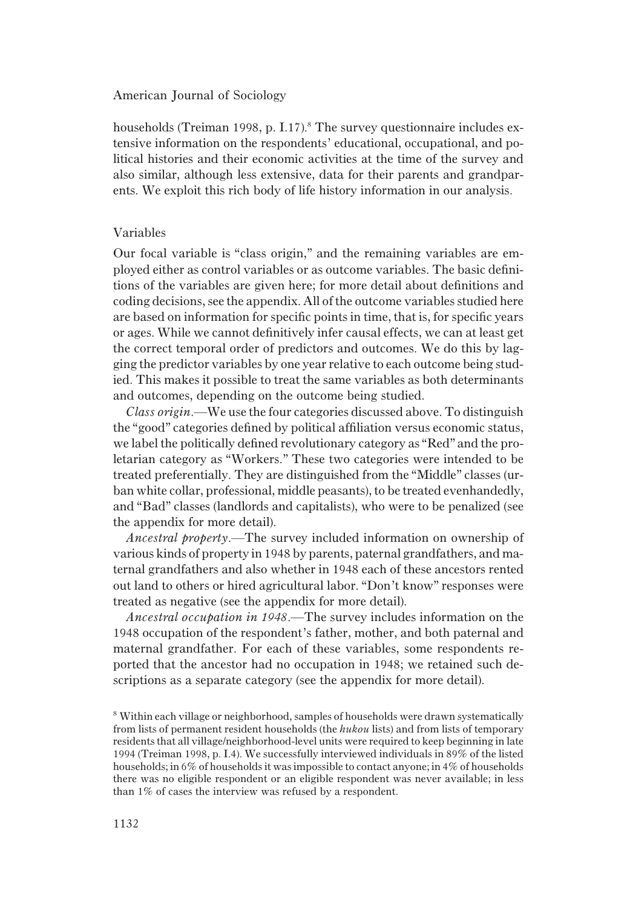households (Treiman 1998, p. I.17).[8] The survey questionnaire includes extensive information on the respondents' educational, occupational, and political histories and their economic activities at the time of the survey and also similar, although less extensive, data for their parents and grandparents. We exploit this rich body of life history information in our analysis.

## Variables

Our focal variable is "class origin," and the remaining variables are employed either as control variables or as outcome variables. The basic definitions of the variables are given here; for more detail about definitions and coding decisions, see the appendix. All of the outcome variables studied here are based on information for specific points in time, that is, for specific years or ages. While we cannot definitively infer causal effects, we can at least get the correct temporal order of predictors and outcomes. We do this by lagging the predictor variables by one year relative to each outcome being studied. This makes it possible to treat the same variables as both determinants and outcomes, depending on the outcome being studied.

*Class origin*.—We use the four categories discussed above. To distinguish the "good" categories defined by political affiliation versus economic status, we label the politically defined revolutionary category as "Red" and the proletarian category as "Workers." These two categories were intended to be treated preferentially. They are distinguished from the "Middle" classes (urban white collar, professional, middle peasants), to be treated evenhandedly, and "Bad" classes (landlords and capitalists), who were to be penalized (see the appendix for more detail).

*Ancestral property*.—The survey included information on ownership of various kinds of property in 1948 by parents, paternal grandfathers, and maternal grandfathers and also whether in 1948 each of these ancestors rented out land to others or hired agricultural labor. "Don't know" responses were treated as negative (see the appendix for more detail).

*Ancestral occupation in 1948*.—The survey includes information on the 1948 occupation of the respondent's father, mother, and both paternal and maternal grandfather. For each of these variables, some respondents reported that the ancestor had no occupation in 1948; we retained such descriptions as a separate category (see the appendix for more detail).

[8] Within each village or neighborhood, samples of households were drawn systematically from lists of permanent resident households (the *hukou* lists) and from lists of temporary residents that all village/neighborhood-level units were required to keep beginning in late 1994 (Treiman 1998, p. I.4). We successfully interviewed individuals in 89% of the listed households; in 6% of households it was impossible to contact anyone; in 4% of households there was no eligible respondent or an eligible respondent was never available; in less than 1% of cases the interview was refused by a respondent.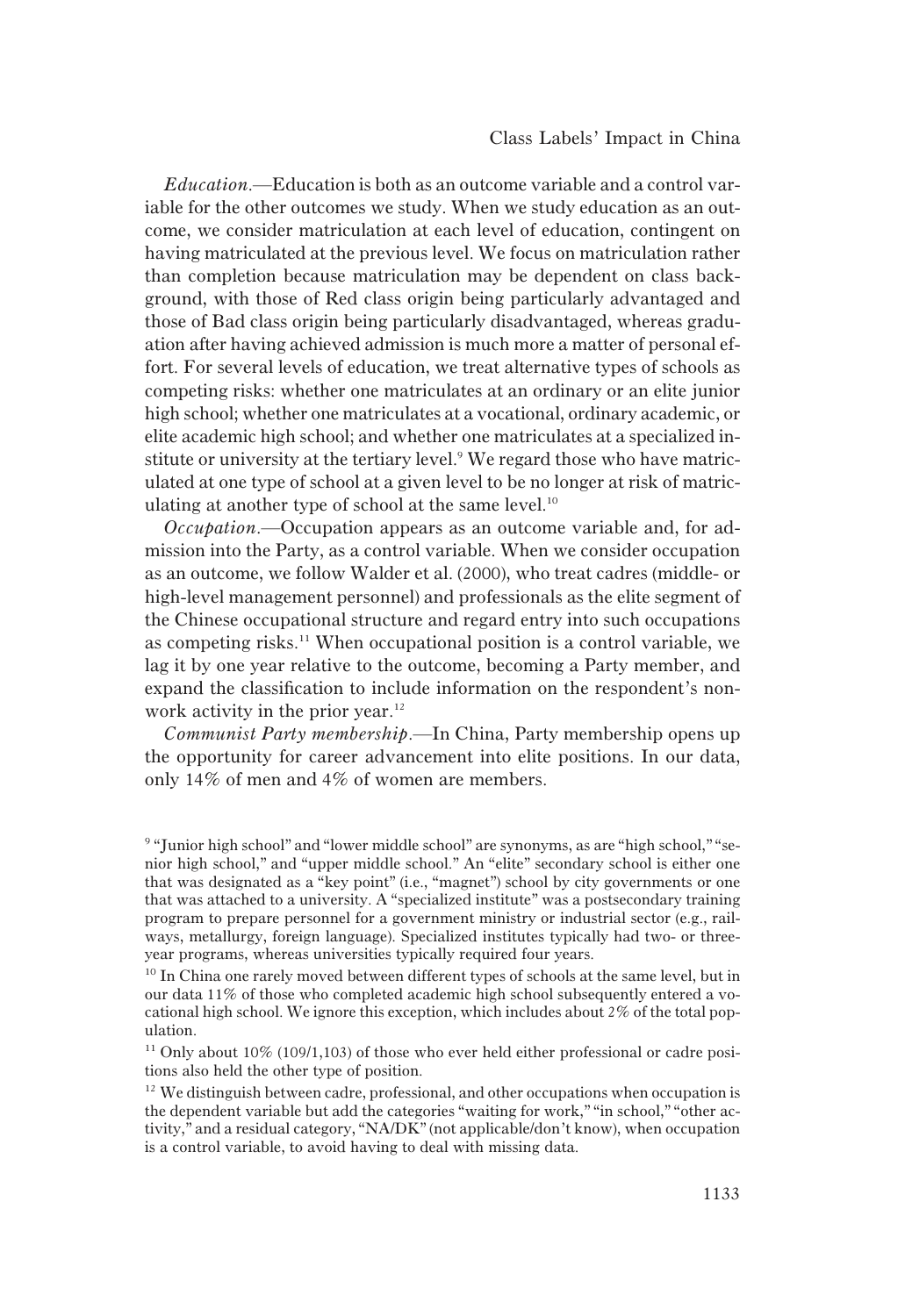*Education*.—Education is both as an outcome variable and a control variable for the other outcomes we study. When we study education as an outcome, we consider matriculation at each level of education, contingent on having matriculated at the previous level. We focus on matriculation rather than completion because matriculation may be dependent on class background, with those of Red class origin being particularly advantaged and those of Bad class origin being particularly disadvantaged, whereas graduation after having achieved admission is much more a matter of personal effort. For several levels of education, we treat alternative types of schools as competing risks: whether one matriculates at an ordinary or an elite junior high school; whether one matriculates at a vocational, ordinary academic, or elite academic high school; and whether one matriculates at a specialized institute or university at the tertiary level.[9] We regard those who have matriculated at one type of school at a given level to be no longer at risk of matriculating at another type of school at the same level.[10]

*Occupation*.—Occupation appears as an outcome variable and, for admission into the Party, as a control variable. When we consider occupation as an outcome, we follow Walder et al. (2000), who treat cadres (middle- or high-level management personnel) and professionals as the elite segment of the Chinese occupational structure and regard entry into such occupations as competing risks.[11] When occupational position is a control variable, we lag it by one year relative to the outcome, becoming a Party member, and expand the classification to include information on the respondent's nonwork activity in the prior year.[12]

*Communist Party membership*.—In China, Party membership opens up the opportunity for career advancement into elite positions. In our data, only 14% of men and 4% of women are members.

---

[9] "Junior high school" and "lower middle school" are synonyms, as are "high school," "senior high school," and "upper middle school." An "elite" secondary school is either one that was designated as a "key point" (i.e., "magnet") school by city governments or one that was attached to a university. A "specialized institute" was a postsecondary training program to prepare personnel for a government ministry or industrial sector (e.g., railways, metallurgy, foreign language). Specialized institutes typically had two- or three-year programs, whereas universities typically required four years.

[10] In China one rarely moved between different types of schools at the same level, but in our data 11% of those who completed academic high school subsequently entered a vocational high school. We ignore this exception, which includes about 2% of the total population.

[11] Only about 10% (109/1,103) of those who ever held either professional or cadre positions also held the other type of position.

[12] We distinguish between cadre, professional, and other occupations when occupation is the dependent variable but add the categories "waiting for work," "in school," "other activity," and a residual category, "NA/DK" (not applicable/don't know), when occupation is a control variable, to avoid having to deal with missing data.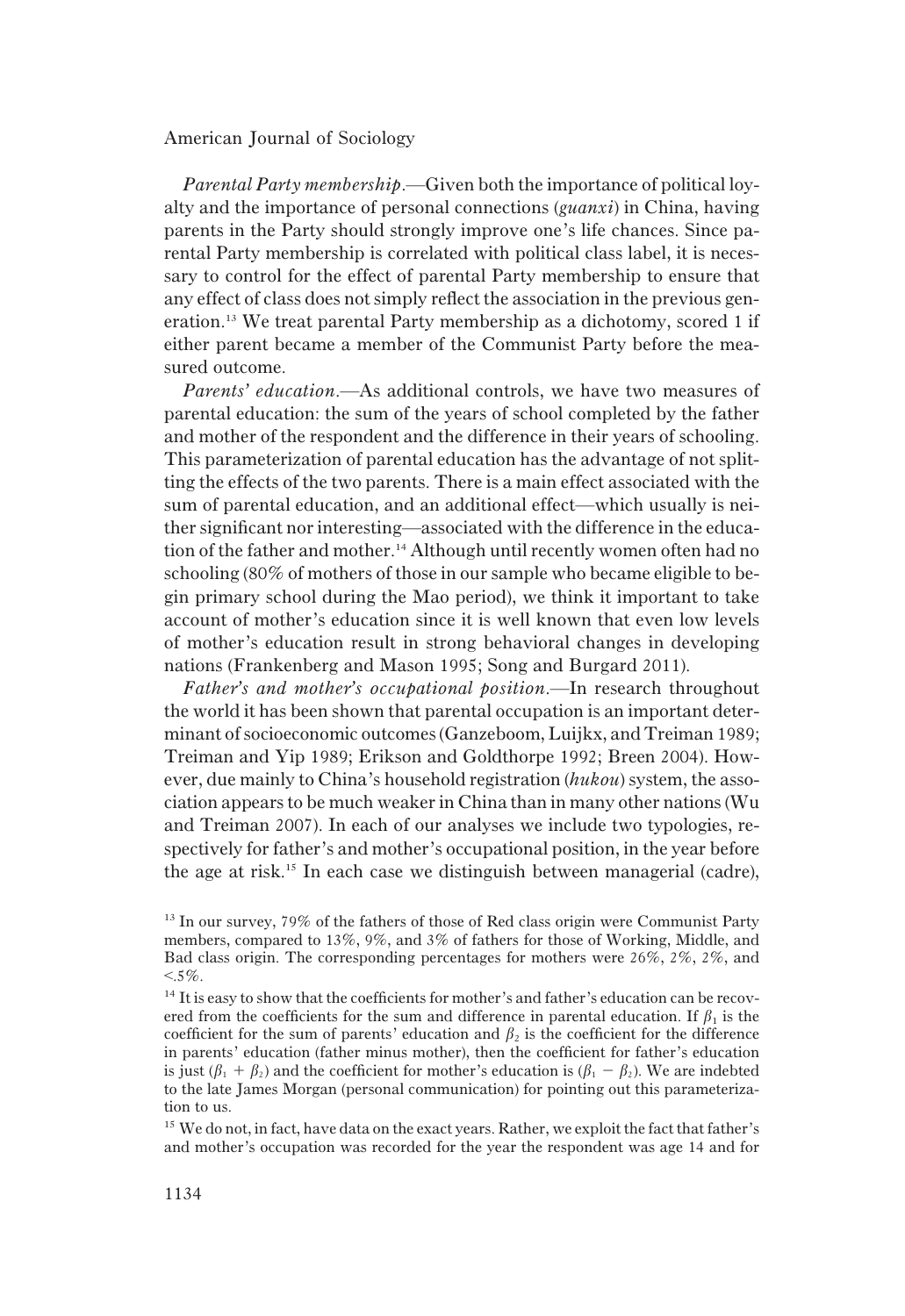*Parental Party membership*.—Given both the importance of political loyalty and the importance of personal connections (*guanxi*) in China, having parents in the Party should strongly improve one's life chances. Since parental Party membership is correlated with political class label, it is necessary to control for the effect of parental Party membership to ensure that any effect of class does not simply reflect the association in the previous generation.[13] We treat parental Party membership as a dichotomy, scored 1 if either parent became a member of the Communist Party before the measured outcome.

*Parents' education*.—As additional controls, we have two measures of parental education: the sum of the years of school completed by the father and mother of the respondent and the difference in their years of schooling. This parameterization of parental education has the advantage of not splitting the effects of the two parents. There is a main effect associated with the sum of parental education, and an additional effect—which usually is neither significant nor interesting—associated with the difference in the education of the father and mother.[14] Although until recently women often had no schooling (80% of mothers of those in our sample who became eligible to begin primary school during the Mao period), we think it important to take account of mother's education since it is well known that even low levels of mother's education result in strong behavioral changes in developing nations (Frankenberg and Mason 1995; Song and Burgard 2011).

*Father's and mother's occupational position*.—In research throughout the world it has been shown that parental occupation is an important determinant of socioeconomic outcomes (Ganzeboom, Luijkx, and Treiman 1989; Treiman and Yip 1989; Erikson and Goldthorpe 1992; Breen 2004). However, due mainly to China's household registration (*hukou*) system, the association appears to be much weaker in China than in many other nations (Wu and Treiman 2007). In each of our analyses we include two typologies, respectively for father's and mother's occupational position, in the year before the age at risk.[15] In each case we distinguish between managerial (cadre),

[13] In our survey, 79% of the fathers of those of Red class origin were Communist Party members, compared to 13%, 9%, and 3% of fathers for those of Working, Middle, and Bad class origin. The corresponding percentages for mothers were 26%, 2%, 2%, and <.5%.

[14] It is easy to show that the coefficients for mother's and father's education can be recovered from the coefficients for the sum and difference in parental education. If $\beta_1$ is the coefficient for the sum of parents' education and $\beta_2$ is the coefficient for the difference in parents' education (father minus mother), then the coefficient for father's education is just $(\beta_1 + \beta_2)$ and the coefficient for mother's education is $(\beta_1 - \beta_2)$. We are indebted to the late James Morgan (personal communication) for pointing out this parameterization to us.

[15] We do not, in fact, have data on the exact years. Rather, we exploit the fact that father's and mother's occupation was recorded for the year the respondent was age 14 and for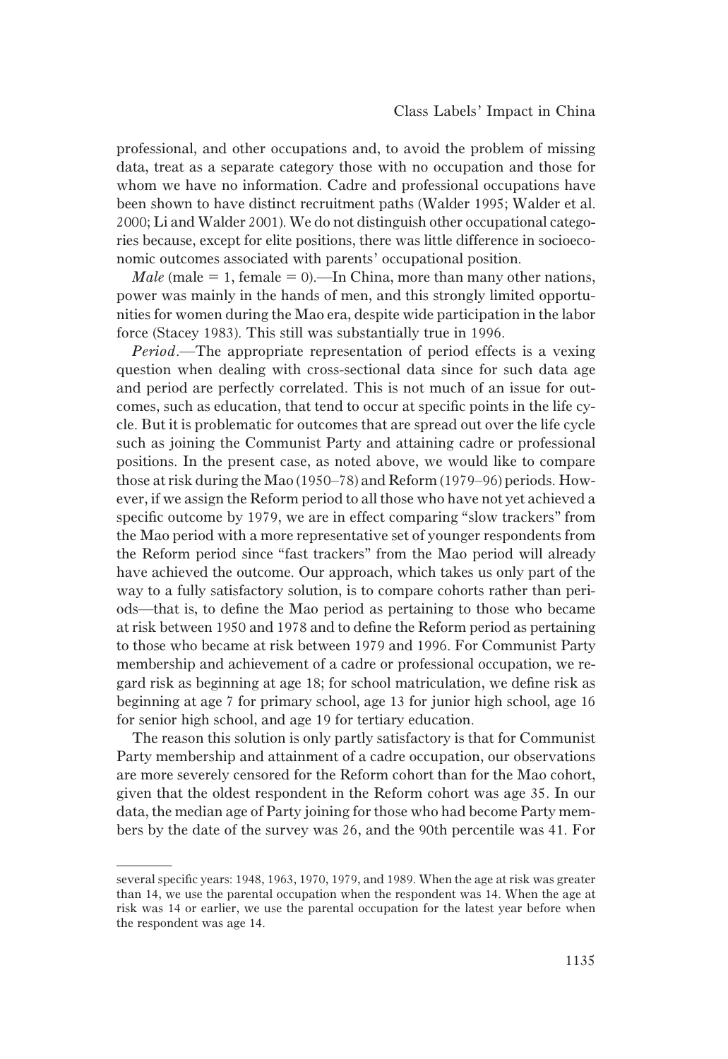professional, and other occupations and, to avoid the problem of missing data, treat as a separate category those with no occupation and those for whom we have no information. Cadre and professional occupations have been shown to have distinct recruitment paths (Walder 1995; Walder et al. 2000; Li and Walder 2001). We do not distinguish other occupational categories because, except for elite positions, there was little difference in socioeconomic outcomes associated with parents' occupational position.

*Male* (male = 1, female = 0).—In China, more than many other nations, power was mainly in the hands of men, and this strongly limited opportunities for women during the Mao era, despite wide participation in the labor force (Stacey 1983). This still was substantially true in 1996.

*Period*.—The appropriate representation of period effects is a vexing question when dealing with cross-sectional data since for such data age and period are perfectly correlated. This is not much of an issue for outcomes, such as education, that tend to occur at specific points in the life cycle. But it is problematic for outcomes that are spread out over the life cycle such as joining the Communist Party and attaining cadre or professional positions. In the present case, as noted above, we would like to compare those at risk during the Mao (1950–78) and Reform (1979–96) periods. However, if we assign the Reform period to all those who have not yet achieved a specific outcome by 1979, we are in effect comparing "slow trackers" from the Mao period with a more representative set of younger respondents from the Reform period since "fast trackers" from the Mao period will already have achieved the outcome. Our approach, which takes us only part of the way to a fully satisfactory solution, is to compare cohorts rather than periods—that is, to define the Mao period as pertaining to those who became at risk between 1950 and 1978 and to define the Reform period as pertaining to those who became at risk between 1979 and 1996. For Communist Party membership and achievement of a cadre or professional occupation, we regard risk as beginning at age 18; for school matriculation, we define risk as beginning at age 7 for primary school, age 13 for junior high school, age 16 for senior high school, and age 19 for tertiary education.

The reason this solution is only partly satisfactory is that for Communist Party membership and attainment of a cadre occupation, our observations are more severely censored for the Reform cohort than for the Mao cohort, given that the oldest respondent in the Reform cohort was age 35. In our data, the median age of Party joining for those who had become Party members by the date of the survey was 26, and the 90th percentile was 41. For

---

several specific years: 1948, 1963, 1970, 1979, and 1989. When the age at risk was greater than 14, we use the parental occupation when the respondent was 14. When the age at risk was 14 or earlier, we use the parental occupation for the latest year before when the respondent was age 14.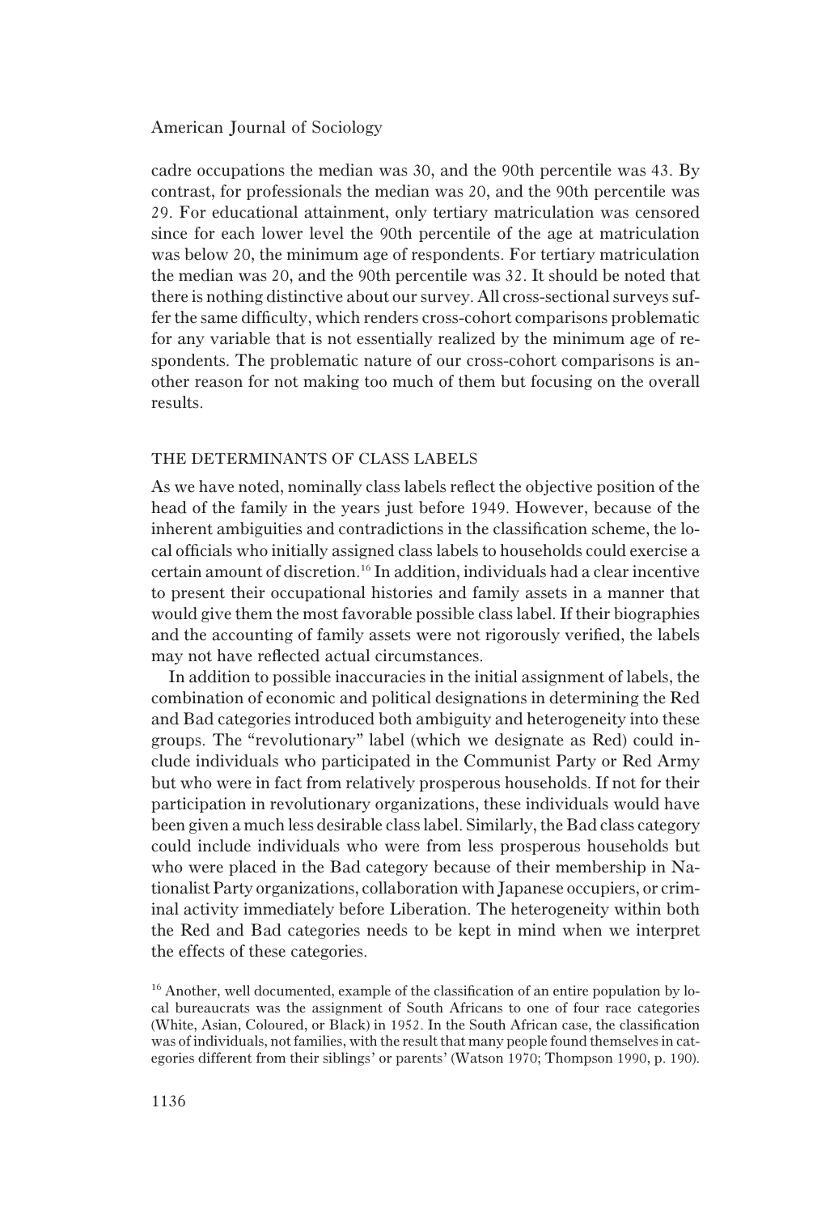cadre occupations the median was 30, and the 90th percentile was 43. By contrast, for professionals the median was 20, and the 90th percentile was 29. For educational attainment, only tertiary matriculation was censored since for each lower level the 90th percentile of the age at matriculation was below 20, the minimum age of respondents. For tertiary matriculation the median was 20, and the 90th percentile was 32. It should be noted that there is nothing distinctive about our survey. All cross-sectional surveys suffer the same difficulty, which renders cross-cohort comparisons problematic for any variable that is not essentially realized by the minimum age of respondents. The problematic nature of our cross-cohort comparisons is another reason for not making too much of them but focusing on the overall results.

## THE DETERMINANTS OF CLASS LABELS

As we have noted, nominally class labels reflect the objective position of the head of the family in the years just before 1949. However, because of the inherent ambiguities and contradictions in the classification scheme, the local officials who initially assigned class labels to households could exercise a certain amount of discretion.[16] In addition, individuals had a clear incentive to present their occupational histories and family assets in a manner that would give them the most favorable possible class label. If their biographies and the accounting of family assets were not rigorously verified, the labels may not have reflected actual circumstances.

In addition to possible inaccuracies in the initial assignment of labels, the combination of economic and political designations in determining the Red and Bad categories introduced both ambiguity and heterogeneity into these groups. The "revolutionary" label (which we designate as Red) could include individuals who participated in the Communist Party or Red Army but who were in fact from relatively prosperous households. If not for their participation in revolutionary organizations, these individuals would have been given a much less desirable class label. Similarly, the Bad class category could include individuals who were from less prosperous households but who were placed in the Bad category because of their membership in Nationalist Party organizations, collaboration with Japanese occupiers, or criminal activity immediately before Liberation. The heterogeneity within both the Red and Bad categories needs to be kept in mind when we interpret the effects of these categories.

[16] Another, well documented, example of the classification of an entire population by local bureaucrats was the assignment of South Africans to one of four race categories (White, Asian, Coloured, or Black) in 1952. In the South African case, the classification was of individuals, not families, with the result that many people found themselves in categories different from their siblings' or parents' (Watson 1970; Thompson 1990, p. 190).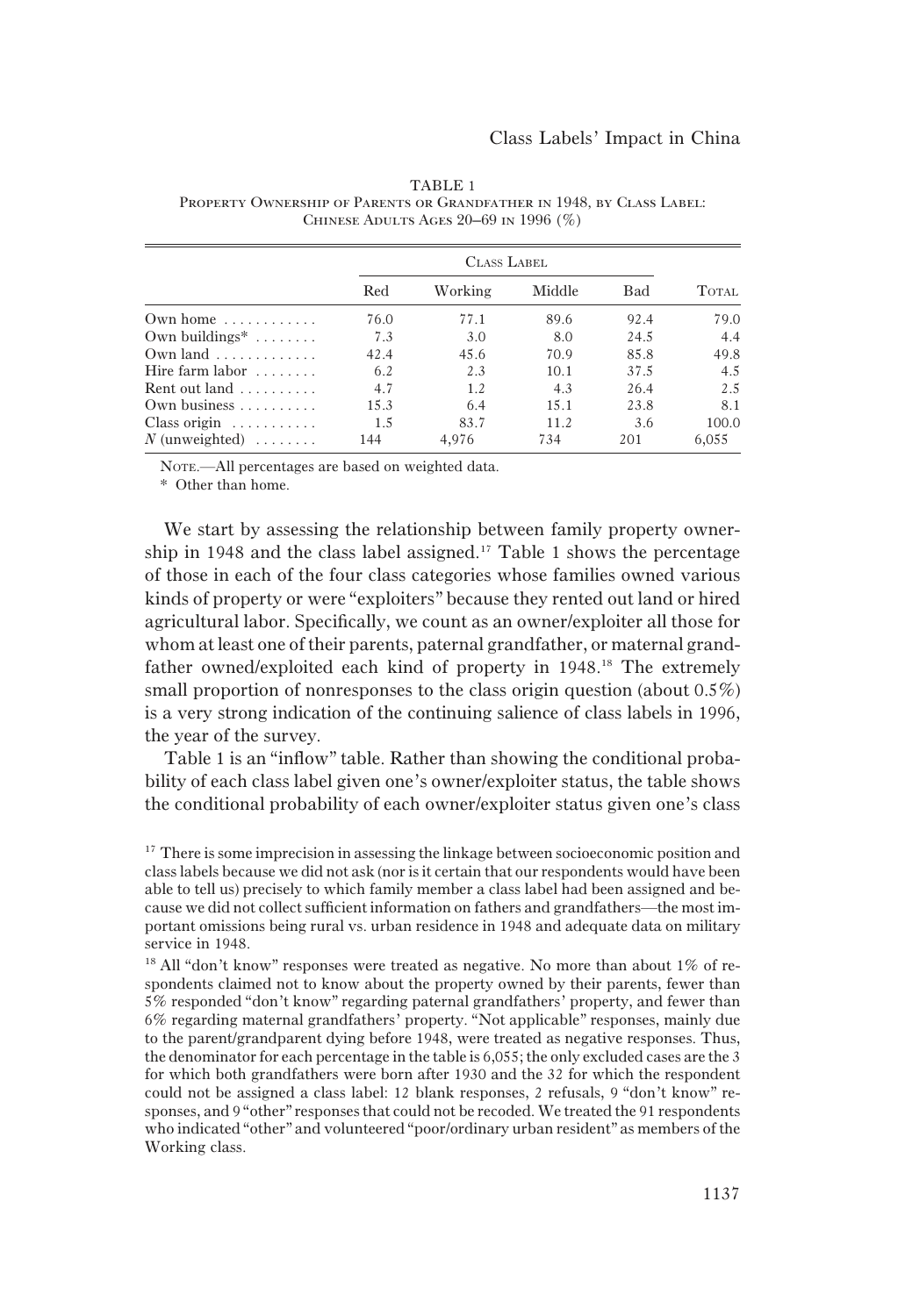TABLE 1

Property Ownership of Parents or Grandfather in 1948, by Class Label: Chinese Adults Ages 20–69 in 1996 (%)

| | Class Label | | | | Total |
|---|---|---|---|---|---|
| | Red | Working | Middle | Bad | |
| Own home | 76.0 | 77.1 | 89.6 | 92.4 | 79.0 |
| Own buildings* | 7.3 | 3.0 | 8.0 | 24.5 | 4.4 |
| Own land | 42.4 | 45.6 | 70.9 | 85.8 | 49.8 |
| Hire farm labor | 6.2 | 2.3 | 10.1 | 37.5 | 4.5 |
| Rent out land | 4.7 | 1.2 | 4.3 | 26.4 | 2.5 |
| Own business | 15.3 | 6.4 | 15.1 | 23.8 | 8.1 |
| Class origin | 1.5 | 83.7 | 11.2 | 3.6 | 100.0 |
| *N* (unweighted) | 144 | 4,976 | 734 | 201 | 6,055 |

Note.—All percentages are based on weighted data.

\* Other than home.

We start by assessing the relationship between family property ownership in 1948 and the class label assigned.[17] Table 1 shows the percentage of those in each of the four class categories whose families owned various kinds of property or were "exploiters" because they rented out land or hired agricultural labor. Specifically, we count as an owner/exploiter all those for whom at least one of their parents, paternal grandfather, or maternal grandfather owned/exploited each kind of property in 1948.[18] The extremely small proportion of nonresponses to the class origin question (about 0.5%) is a very strong indication of the continuing salience of class labels in 1996, the year of the survey.

Table 1 is an "inflow" table. Rather than showing the conditional probability of each class label given one's owner/exploiter status, the table shows the conditional probability of each owner/exploiter status given one's class

[17] There is some imprecision in assessing the linkage between socioeconomic position and class labels because we did not ask (nor is it certain that our respondents would have been able to tell us) precisely to which family member a class label had been assigned and because we did not collect sufficient information on fathers and grandfathers—the most important omissions being rural vs. urban residence in 1948 and adequate data on military service in 1948.

[18] All "don't know" responses were treated as negative. No more than about 1% of respondents claimed not to know about the property owned by their parents, fewer than 5% responded "don't know" regarding paternal grandfathers' property, and fewer than 6% regarding maternal grandfathers' property. "Not applicable" responses, mainly due to the parent/grandparent dying before 1948, were treated as negative responses. Thus, the denominator for each percentage in the table is 6,055; the only excluded cases are the 3 for which both grandfathers were born after 1930 and the 32 for which the respondent could not be assigned a class label: 12 blank responses, 2 refusals, 9 "don't know" responses, and 9 "other" responses that could not be recoded. We treated the 91 respondents who indicated "other" and volunteered "poor/ordinary urban resident" as members of the Working class.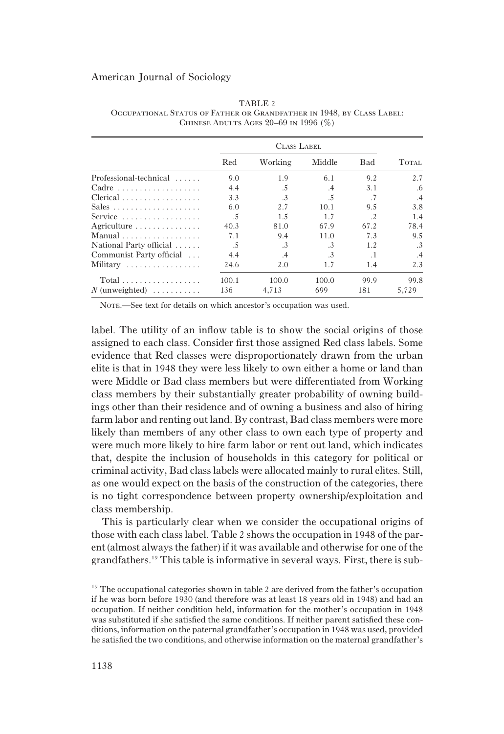TABLE 2
Occupational Status of Father or Grandfather in 1948, by Class Label: Chinese Adults Ages 20–69 in 1996 (%)

| | Class Label | | | | Total |
|---|---|---|---|---|---|
| | Red | Working | Middle | Bad | |
| Professional-technical | 9.0 | 1.9 | 6.1 | 9.2 | 2.7 |
| Cadre | 4.4 | .5 | .4 | 3.1 | .6 |
| Clerical | 3.3 | .3 | .5 | .7 | .4 |
| Sales | 6.0 | 2.7 | 10.1 | 9.5 | 3.8 |
| Service | .5 | 1.5 | 1.7 | .2 | 1.4 |
| Agriculture | 40.3 | 81.0 | 67.9 | 67.2 | 78.4 |
| Manual | 7.1 | 9.4 | 11.0 | 7.3 | 9.5 |
| National Party official | .5 | .3 | .3 | 1.2 | .3 |
| Communist Party official | 4.4 | .4 | .3 | .1 | .4 |
| Military | 24.6 | 2.0 | 1.7 | 1.4 | 2.3 |
| Total | 100.1 | 100.0 | 100.0 | 99.9 | 99.8 |
| *N* (unweighted) | 136 | 4,713 | 699 | 181 | 5,729 |

Note.—See text for details on which ancestor's occupation was used.

label. The utility of an inflow table is to show the social origins of those assigned to each class. Consider first those assigned Red class labels. Some evidence that Red classes were disproportionately drawn from the urban elite is that in 1948 they were less likely to own either a home or land than were Middle or Bad class members but were differentiated from Working class members by their substantially greater probability of owning buildings other than their residence and of owning a business and also of hiring farm labor and renting out land. By contrast, Bad class members were more likely than members of any other class to own each type of property and were much more likely to hire farm labor or rent out land, which indicates that, despite the inclusion of households in this category for political or criminal activity, Bad class labels were allocated mainly to rural elites. Still, as one would expect on the basis of the construction of the categories, there is no tight correspondence between property ownership/exploitation and class membership.

This is particularly clear when we consider the occupational origins of those with each class label. Table 2 shows the occupation in 1948 of the parent (almost always the father) if it was available and otherwise for one of the grandfathers.[19] This table is informative in several ways. First, there is sub-

[19] The occupational categories shown in table 2 are derived from the father's occupation if he was born before 1930 (and therefore was at least 18 years old in 1948) and had an occupation. If neither condition held, information for the mother's occupation in 1948 was substituted if she satisfied the same conditions. If neither parent satisfied these conditions, information on the paternal grandfather's occupation in 1948 was used, provided he satisfied the two conditions, and otherwise information on the maternal grandfather's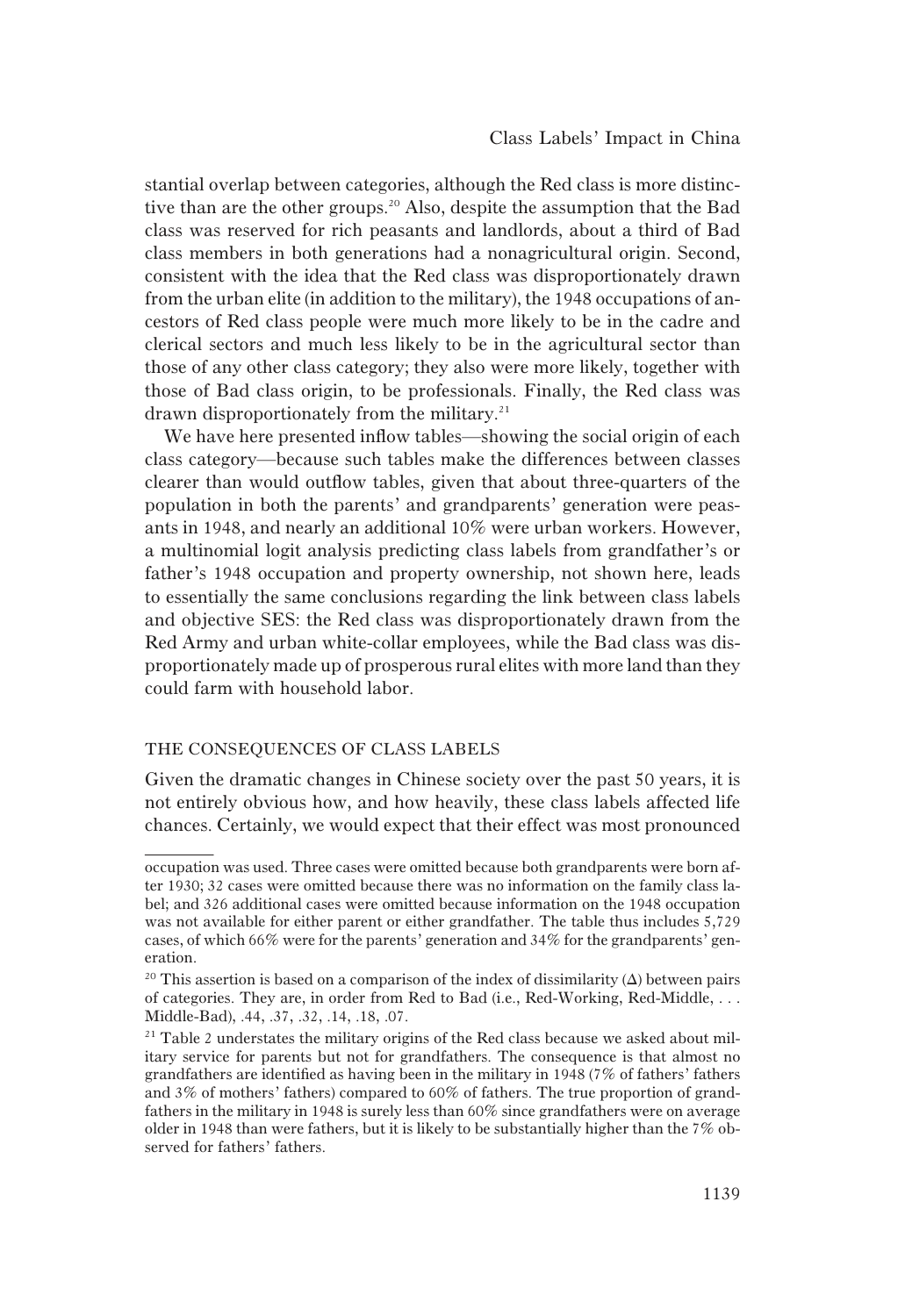stantial overlap between categories, although the Red class is more distinctive than are the other groups.[20] Also, despite the assumption that the Bad class was reserved for rich peasants and landlords, about a third of Bad class members in both generations had a nonagricultural origin. Second, consistent with the idea that the Red class was disproportionately drawn from the urban elite (in addition to the military), the 1948 occupations of ancestors of Red class people were much more likely to be in the cadre and clerical sectors and much less likely to be in the agricultural sector than those of any other class category; they also were more likely, together with those of Bad class origin, to be professionals. Finally, the Red class was drawn disproportionately from the military.[21]

We have here presented inflow tables—showing the social origin of each class category—because such tables make the differences between classes clearer than would outflow tables, given that about three-quarters of the population in both the parents' and grandparents' generation were peasants in 1948, and nearly an additional 10% were urban workers. However, a multinomial logit analysis predicting class labels from grandfather's or father's 1948 occupation and property ownership, not shown here, leads to essentially the same conclusions regarding the link between class labels and objective SES: the Red class was disproportionately drawn from the Red Army and urban white-collar employees, while the Bad class was disproportionately made up of prosperous rural elites with more land than they could farm with household labor.

## THE CONSEQUENCES OF CLASS LABELS

Given the dramatic changes in Chinese society over the past 50 years, it is not entirely obvious how, and how heavily, these class labels affected life chances. Certainly, we would expect that their effect was most pronounced

---

occupation was used. Three cases were omitted because both grandparents were born after 1930; 32 cases were omitted because there was no information on the family class label; and 326 additional cases were omitted because information on the 1948 occupation was not available for either parent or either grandfather. The table thus includes 5,729 cases, of which 66% were for the parents' generation and 34% for the grandparents' generation.

[20] This assertion is based on a comparison of the index of dissimilarity ($\Delta$) between pairs of categories. They are, in order from Red to Bad (i.e., Red-Working, Red-Middle, . . . Middle-Bad), .44, .37, .32, .14, .18, .07.

[21] Table 2 understates the military origins of the Red class because we asked about military service for parents but not for grandfathers. The consequence is that almost no grandfathers are identified as having been in the military in 1948 (7% of fathers' fathers and 3% of mothers' fathers) compared to 60% of fathers. The true proportion of grandfathers in the military in 1948 is surely less than 60% since grandfathers were on average older in 1948 than were fathers, but it is likely to be substantially higher than the 7% observed for fathers' fathers.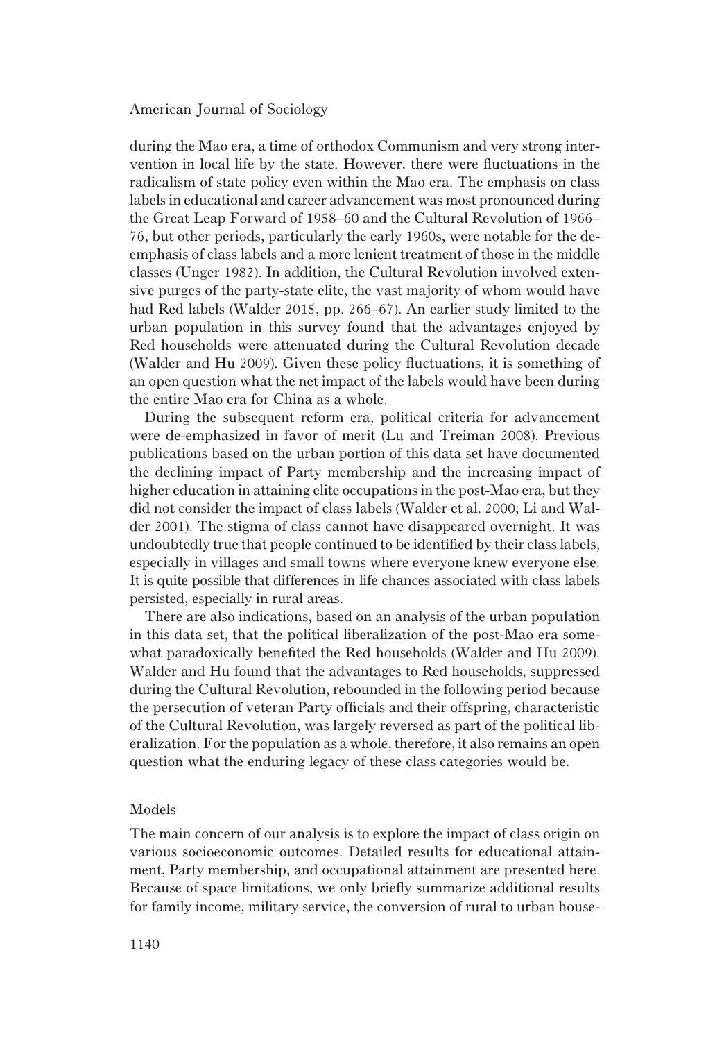during the Mao era, a time of orthodox Communism and very strong intervention in local life by the state. However, there were fluctuations in the radicalism of state policy even within the Mao era. The emphasis on class labels in educational and career advancement was most pronounced during the Great Leap Forward of 1958–60 and the Cultural Revolution of 1966–76, but other periods, particularly the early 1960s, were notable for the de-emphasis of class labels and a more lenient treatment of those in the middle classes (Unger 1982). In addition, the Cultural Revolution involved extensive purges of the party-state elite, the vast majority of whom would have had Red labels (Walder 2015, pp. 266–67). An earlier study limited to the urban population in this survey found that the advantages enjoyed by Red households were attenuated during the Cultural Revolution decade (Walder and Hu 2009). Given these policy fluctuations, it is something of an open question what the net impact of the labels would have been during the entire Mao era for China as a whole.

During the subsequent reform era, political criteria for advancement were de-emphasized in favor of merit (Lu and Treiman 2008). Previous publications based on the urban portion of this data set have documented the declining impact of Party membership and the increasing impact of higher education in attaining elite occupations in the post-Mao era, but they did not consider the impact of class labels (Walder et al. 2000; Li and Walder 2001). The stigma of class cannot have disappeared overnight. It was undoubtedly true that people continued to be identified by their class labels, especially in villages and small towns where everyone knew everyone else. It is quite possible that differences in life chances associated with class labels persisted, especially in rural areas.

There are also indications, based on an analysis of the urban population in this data set, that the political liberalization of the post-Mao era somewhat paradoxically benefited the Red households (Walder and Hu 2009). Walder and Hu found that the advantages to Red households, suppressed during the Cultural Revolution, rebounded in the following period because the persecution of veteran Party officials and their offspring, characteristic of the Cultural Revolution, was largely reversed as part of the political liberalization. For the population as a whole, therefore, it also remains an open question what the enduring legacy of these class categories would be.

## Models

The main concern of our analysis is to explore the impact of class origin on various socioeconomic outcomes. Detailed results for educational attainment, Party membership, and occupational attainment are presented here. Because of space limitations, we only briefly summarize additional results for family income, military service, the conversion of rural to urban house-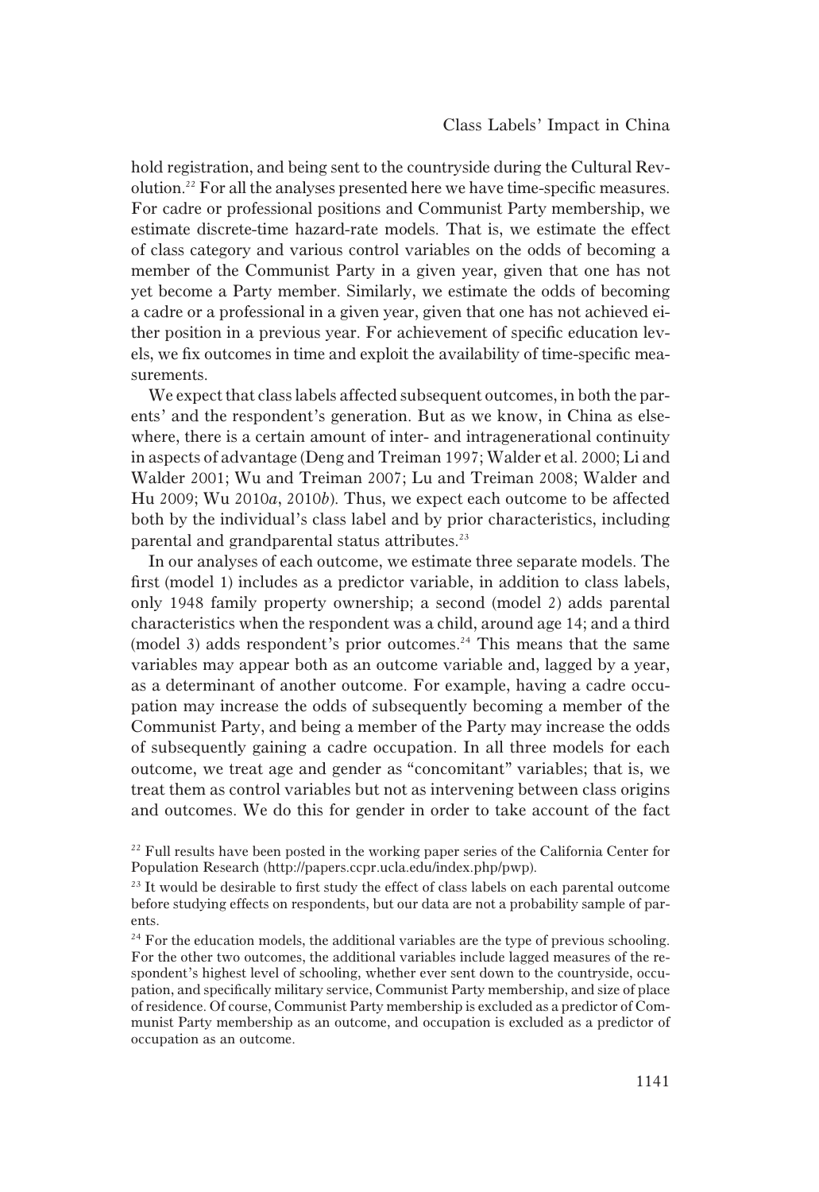hold registration, and being sent to the countryside during the Cultural Revolution.[22] For all the analyses presented here we have time-specific measures. For cadre or professional positions and Communist Party membership, we estimate discrete-time hazard-rate models. That is, we estimate the effect of class category and various control variables on the odds of becoming a member of the Communist Party in a given year, given that one has not yet become a Party member. Similarly, we estimate the odds of becoming a cadre or a professional in a given year, given that one has not achieved either position in a previous year. For achievement of specific education levels, we fix outcomes in time and exploit the availability of time-specific measurements.

We expect that class labels affected subsequent outcomes, in both the parents' and the respondent's generation. But as we know, in China as elsewhere, there is a certain amount of inter- and intragenerational continuity in aspects of advantage (Deng and Treiman 1997; Walder et al. 2000; Li and Walder 2001; Wu and Treiman 2007; Lu and Treiman 2008; Walder and Hu 2009; Wu 2010*a*, 2010*b*). Thus, we expect each outcome to be affected both by the individual's class label and by prior characteristics, including parental and grandparental status attributes.[23]

In our analyses of each outcome, we estimate three separate models. The first (model 1) includes as a predictor variable, in addition to class labels, only 1948 family property ownership; a second (model 2) adds parental characteristics when the respondent was a child, around age 14; and a third (model 3) adds respondent's prior outcomes.[24] This means that the same variables may appear both as an outcome variable and, lagged by a year, as a determinant of another outcome. For example, having a cadre occupation may increase the odds of subsequently becoming a member of the Communist Party, and being a member of the Party may increase the odds of subsequently gaining a cadre occupation. In all three models for each outcome, we treat age and gender as "concomitant" variables; that is, we treat them as control variables but not as intervening between class origins and outcomes. We do this for gender in order to take account of the fact

[22] Full results have been posted in the working paper series of the California Center for Population Research (http://papers.ccpr.ucla.edu/index.php/pwp).

[23] It would be desirable to first study the effect of class labels on each parental outcome before studying effects on respondents, but our data are not a probability sample of parents.

[24] For the education models, the additional variables are the type of previous schooling. For the other two outcomes, the additional variables include lagged measures of the respondent's highest level of schooling, whether ever sent down to the countryside, occupation, and specifically military service, Communist Party membership, and size of place of residence. Of course, Communist Party membership is excluded as a predictor of Communist Party membership as an outcome, and occupation is excluded as a predictor of occupation as an outcome.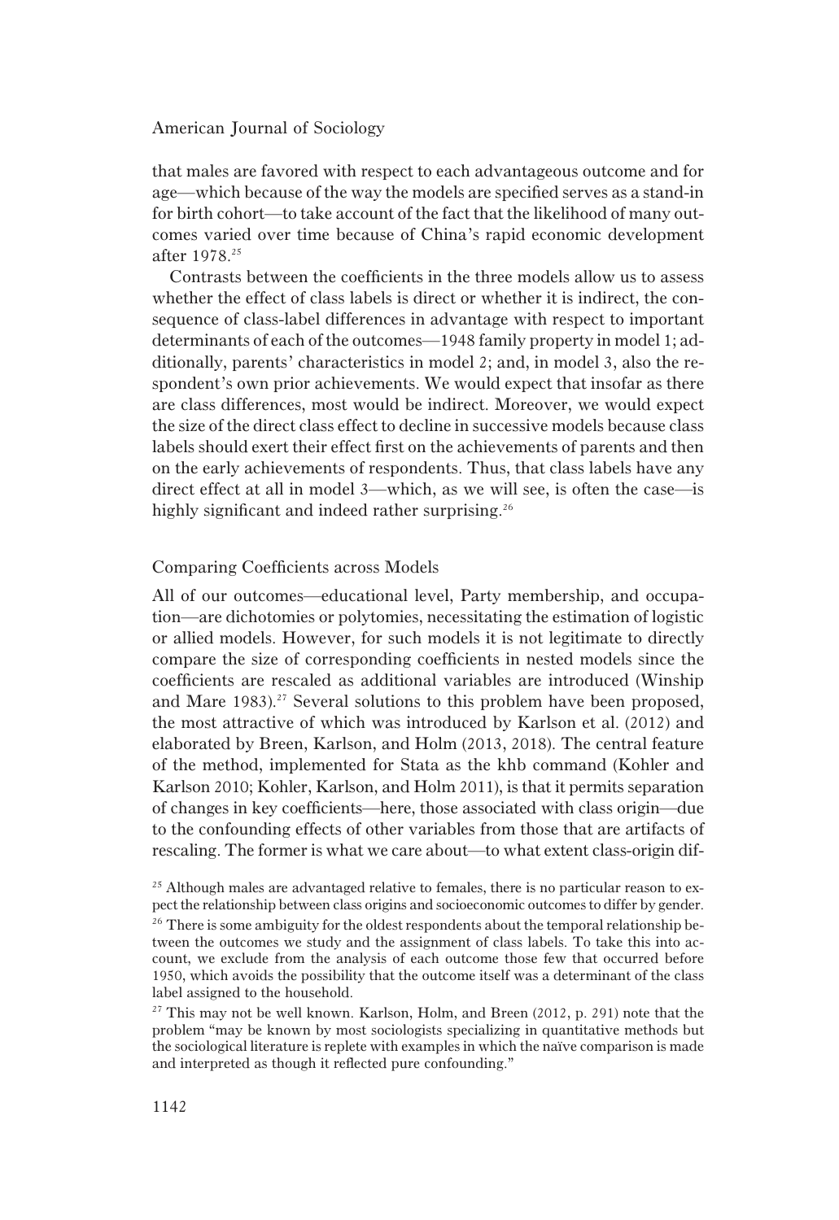that males are favored with respect to each advantageous outcome and for age—which because of the way the models are specified serves as a stand-in for birth cohort—to take account of the fact that the likelihood of many outcomes varied over time because of China's rapid economic development after 1978.[25]

Contrasts between the coefficients in the three models allow us to assess whether the effect of class labels is direct or whether it is indirect, the consequence of class-label differences in advantage with respect to important determinants of each of the outcomes—1948 family property in model 1; additionally, parents' characteristics in model 2; and, in model 3, also the respondent's own prior achievements. We would expect that insofar as there are class differences, most would be indirect. Moreover, we would expect the size of the direct class effect to decline in successive models because class labels should exert their effect first on the achievements of parents and then on the early achievements of respondents. Thus, that class labels have any direct effect at all in model 3—which, as we will see, is often the case—is highly significant and indeed rather surprising.[26]

## Comparing Coefficients across Models

All of our outcomes—educational level, Party membership, and occupation—are dichotomies or polytomies, necessitating the estimation of logistic or allied models. However, for such models it is not legitimate to directly compare the size of corresponding coefficients in nested models since the coefficients are rescaled as additional variables are introduced (Winship and Mare 1983).[27] Several solutions to this problem have been proposed, the most attractive of which was introduced by Karlson et al. (2012) and elaborated by Breen, Karlson, and Holm (2013, 2018). The central feature of the method, implemented for Stata as the khb command (Kohler and Karlson 2010; Kohler, Karlson, and Holm 2011), is that it permits separation of changes in key coefficients—here, those associated with class origin—due to the confounding effects of other variables from those that are artifacts of rescaling. The former is what we care about—to what extent class-origin dif-

[25] Although males are advantaged relative to females, there is no particular reason to expect the relationship between class origins and socioeconomic outcomes to differ by gender.

[26] There is some ambiguity for the oldest respondents about the temporal relationship between the outcomes we study and the assignment of class labels. To take this into account, we exclude from the analysis of each outcome those few that occurred before 1950, which avoids the possibility that the outcome itself was a determinant of the class label assigned to the household.

[27] This may not be well known. Karlson, Holm, and Breen (2012, p. 291) note that the problem "may be known by most sociologists specializing in quantitative methods but the sociological literature is replete with examples in which the naïve comparison is made and interpreted as though it reflected pure confounding."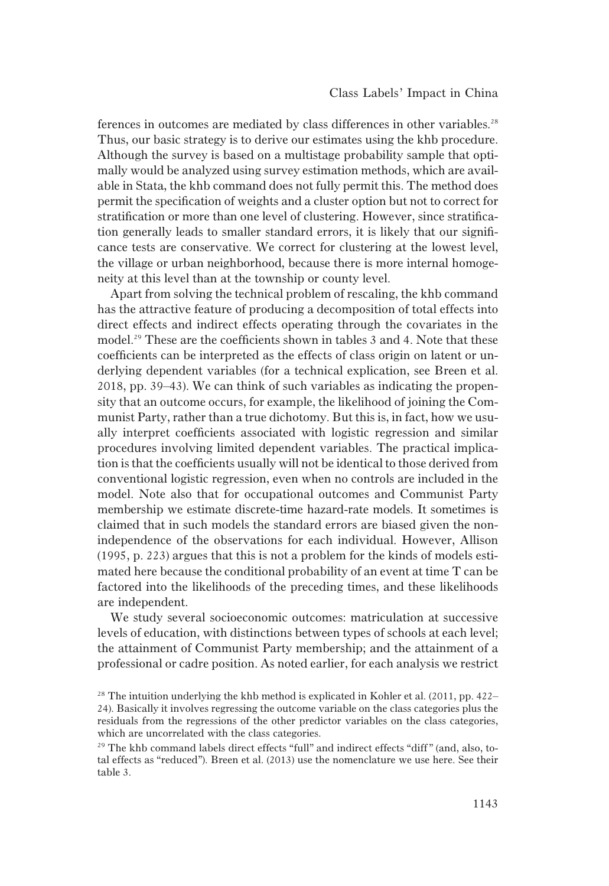ferences in outcomes are mediated by class differences in other variables.[28] Thus, our basic strategy is to derive our estimates using the khb procedure. Although the survey is based on a multistage probability sample that optimally would be analyzed using survey estimation methods, which are available in Stata, the khb command does not fully permit this. The method does permit the specification of weights and a cluster option but not to correct for stratification or more than one level of clustering. However, since stratification generally leads to smaller standard errors, it is likely that our significance tests are conservative. We correct for clustering at the lowest level, the village or urban neighborhood, because there is more internal homogeneity at this level than at the township or county level.

Apart from solving the technical problem of rescaling, the khb command has the attractive feature of producing a decomposition of total effects into direct effects and indirect effects operating through the covariates in the model.[29] These are the coefficients shown in tables 3 and 4. Note that these coefficients can be interpreted as the effects of class origin on latent or underlying dependent variables (for a technical explication, see Breen et al. 2018, pp. 39–43). We can think of such variables as indicating the propensity that an outcome occurs, for example, the likelihood of joining the Communist Party, rather than a true dichotomy. But this is, in fact, how we usually interpret coefficients associated with logistic regression and similar procedures involving limited dependent variables. The practical implication is that the coefficients usually will not be identical to those derived from conventional logistic regression, even when no controls are included in the model. Note also that for occupational outcomes and Communist Party membership we estimate discrete-time hazard-rate models. It sometimes is claimed that in such models the standard errors are biased given the nonindependence of the observations for each individual. However, Allison (1995, p. 223) argues that this is not a problem for the kinds of models estimated here because the conditional probability of an event at time T can be factored into the likelihoods of the preceding times, and these likelihoods are independent.

We study several socioeconomic outcomes: matriculation at successive levels of education, with distinctions between types of schools at each level; the attainment of Communist Party membership; and the attainment of a professional or cadre position. As noted earlier, for each analysis we restrict

[28] The intuition underlying the khb method is explicated in Kohler et al. (2011, pp. 422–24). Basically it involves regressing the outcome variable on the class categories plus the residuals from the regressions of the other predictor variables on the class categories, which are uncorrelated with the class categories.

[29] The khb command labels direct effects "full" and indirect effects "diff" (and, also, total effects as "reduced"). Breen et al. (2013) use the nomenclature we use here. See their table 3.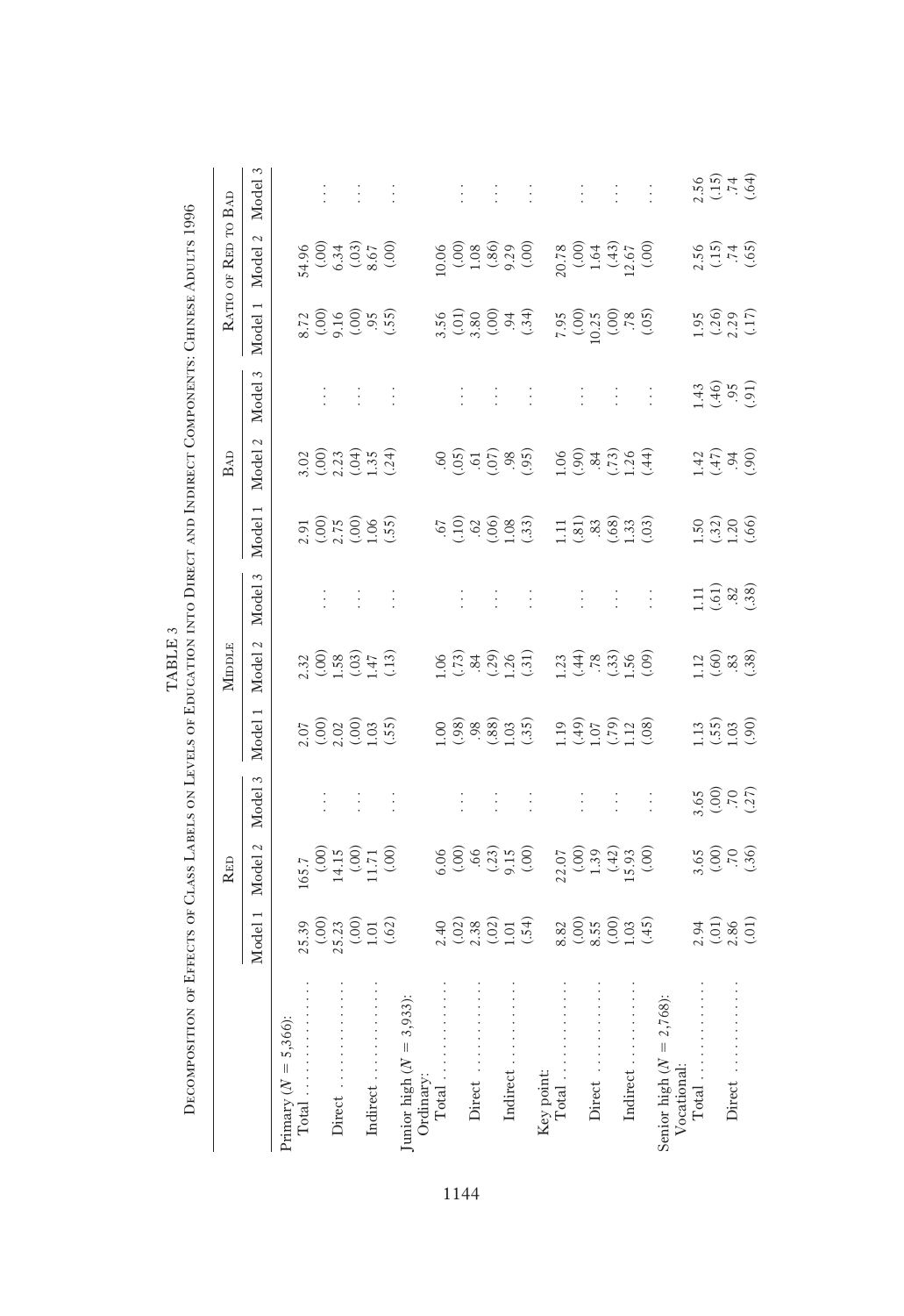TABLE 3

DECOMPOSITION OF EFFECTS OF CLASS LABELS ON LEVELS OF EDUCATION INTO DIRECT AND INDIRECT COMPONENTS: CHINESE ADULTS 1996

| | RED | | | MIDDLE | | | BAD | | | RATIO OF RED TO BAD | | |
|---|---|---|---|---|---|---|---|---|---|---|---|---|
| | Model 1 | Model 2 | Model 3 | Model 1 | Model 2 | Model 3 | Model 1 | Model 2 | Model 3 | Model 1 | Model 2 | Model 3 |
| Primary ($N$ = 5,366): | | | | | | | | | | | | |
| Total | 25.39 | 165.7 | . . . | 2.07 | 2.32 | . . . | 2.91 | 3.02 | . . . | 8.72 | 54.96 | . . . |
| | (.00) | (.00) | | (.00) | (.00) | | (.00) | (.00) | | (.00) | (.00) | |
| Direct | 25.23 | 14.15 | . . . | 2.02 | 1.58 | . . . | 2.75 | 2.23 | . . . | 9.16 | 6.34 | . . . |
| | (.00) | (.00) | | (.00) | (.03) | | (.00) | (.04) | | (.00) | (.03) | |
| Indirect | 1.01 | 11.71 | . . . | 1.03 | 1.47 | . . . | 1.06 | 1.35 | . . . | .95 | 8.67 | . . . |
| | (.62) | (.00) | | (.55) | (.13) | | (.55) | (.24) | | (.55) | (.00) | |
| Junior high ($N$ = 3,933): | | | | | | | | | | | | |
| Ordinary: | | | | | | | | | | | | |
| Total | 2.40 | 6.06 | . . . | 1.00 | 1.06 | . . . | .67 | .60 | . . . | 3.56 | 10.06 | . . . |
| | (.02) | (.00) | | (.98) | (.73) | | (.10) | (.05) | | (.01) | (.00) | |
| Direct | 2.38 | .66 | . . . | .98 | .84 | . . . | .62 | .61 | . . . | 3.80 | 1.08 | . . . |
| | (.02) | (.23) | | (.88) | (.29) | | (.06) | (.07) | | (.00) | (.86) | |
| Indirect | 1.01 | 9.15 | . . . | 1.03 | 1.26 | . . . | 1.08 | .98 | . . . | .94 | 9.29 | . . . |
| | (.54) | (.00) | | (.35) | (.31) | | (.33) | (.95) | | (.34) | (.00) | |
| Key point: | | | | | | | | | | | | |
| Total | 8.82 | 22.07 | . . . | 1.19 | 1.23 | . . . | 1.11 | 1.06 | . . . | 7.95 | 20.78 | . . . |
| | (.00) | (.00) | | (.49) | (.44) | | (.81) | (.90) | | (.00) | (.00) | |
| Direct | 8.55 | 1.39 | . . . | 1.07 | .78 | . . . | .83 | .84 | . . . | 10.25 | 1.64 | . . . |
| | (.00) | (.42) | | (.79) | (.33) | | (.68) | (.73) | | (.00) | (.43) | |
| Indirect | 1.03 | 15.93 | . . . | 1.12 | 1.56 | . . . | 1.33 | 1.26 | . . . | .78 | 12.67 | . . . |
| | (.45) | (.00) | | (.08) | (.09) | | (.03) | (.44) | | (.05) | (.00) | |
| Senior high ($N$ = 2,768): | | | | | | | | | | | | |
| Vocational: | | | | | | | | | | | | |
| Total | 2.94 | 3.65 | 3.65 | 1.13 | 1.12 | 1.11 | 1.50 | 1.42 | 1.43 | 1.95 | 2.56 | 2.56 |
| | (.01) | (.00) | (.00) | (.55) | (.60) | (.61) | (.32) | (.47) | (.46) | (.26) | (.15) | (.15) |
| Direct | 2.86 | .70 | .70 | 1.03 | .83 | .82 | 1.20 | .94 | .95 | 2.29 | .74 | .74 |
| | (.01) | (.36) | (.27) | (.90) | (.38) | (.38) | (.66) | (.90) | (.91) | (.17) | (.65) | (.64) |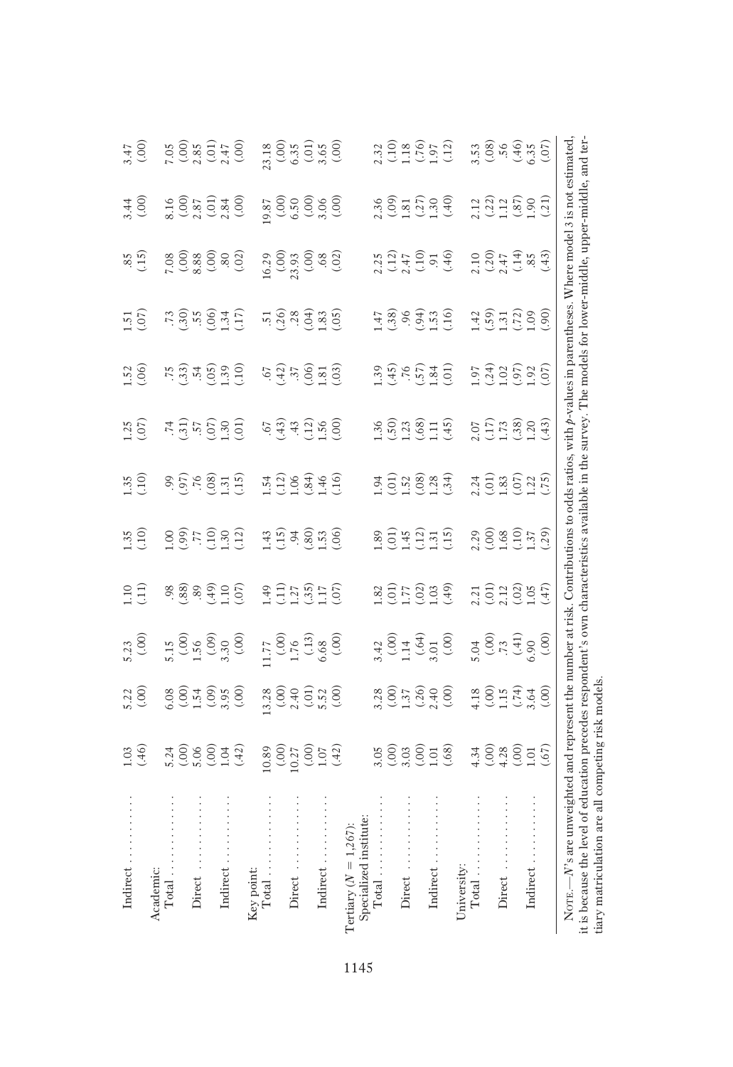| | | | | | | | | | | | | |
|---|---|---|---|---|---|---|---|---|---|---|---|---|
| Indirect . . . . . . . . . . | 1.03 | 5.22 | 5.23 | 1.10 | 1.35 | 1.35 | 1.25 | 1.52 | 1.51 | .85 | 3.44 | 3.47 |
| | (.46) | (.00) | (.00) | (.11) | (.10) | (.10) | (.07) | (.06) | (.07) | (.15) | (.00) | (.00) |
| Academic: | | | | | | | | | | | | |
| Total . . . . . . . . . . | 5.24 | 6.08 | 5.15 | .98 | 1.00 | .99 | .74 | .75 | .73 | 7.08 | 8.16 | 7.05 |
| | (.00) | (.00) | (.00) | (.88) | (.99) | (.97) | (.31) | (.33) | (.30) | (.00) | (.00) | (.00) |
| Direct . . . . . . . . . . | 5.06 | 1.54 | 1.56 | .89 | .77 | .76 | .57 | .54 | .55 | 8.88 | 2.87 | 2.85 |
| | (.00) | (.09) | (.09) | (.49) | (.10) | (.08) | (.07) | (.05) | (.06) | (.00) | (.01) | (.01) |
| Indirect . . . . . . . . . . | 1.04 | 3.95 | 3.30 | 1.10 | 1.30 | 1.31 | 1.30 | 1.39 | 1.34 | .80 | 2.84 | 2.47 |
| | (.42) | (.00) | (.00) | (.07) | (.12) | (.15) | (.01) | (.10) | (.17) | (.02) | (.00) | (.00) |
| Key point: | | | | | | | | | | | | |
| Total . . . . . . . . . . | 10.89 | 13.28 | 11.77 | 1.49 | 1.43 | 1.54 | .67 | .67 | .51 | 16.29 | 19.87 | 23.18 |
| | (.00) | (.00) | (.00) | (.11) | (.15) | (.12) | (.43) | (.42) | (.26) | (.00) | (.00) | (.00) |
| Direct . . . . . . . . . . | 10.27 | 2.40 | 1.76 | 1.27 | .94 | 1.06 | .43 | .37 | .28 | 23.93 | 6.50 | 6.35 |
| | (.00) | (.01) | (.13) | (.35) | (.80) | (.84) | (.12) | (.06) | (.04) | (.00) | (.00) | (.01) |
| Indirect . . . . . . . . . . | 1.07 | 5.52 | 6.68 | 1.17 | 1.53 | 1.46 | 1.56 | 1.81 | 1.83 | .68 | 3.06 | 3.65 |
| | (.42) | (.00) | (.00) | (.07) | (.06) | (.16) | (.00) | (.03) | (.05) | (.02) | (.00) | (.00) |
| Tertiary ($N = 1,267$): | | | | | | | | | | | | |
| Specialized institute: | | | | | | | | | | | | |
| Total . . . . . . . . . . | 3.05 | 3.28 | 3.42 | 1.82 | 1.89 | 1.94 | 1.36 | 1.39 | 1.47 | 2.25 | 2.36 | 2.32 |
| | (.00) | (.00) | (.00) | (.01) | (.01) | (.01) | (.50) | (.45) | (.38) | (.12) | (.09) | (.10) |
| Direct . . . . . . . . . . | 3.03 | 1.37 | 1.14 | 1.77 | 1.45 | 1.52 | 1.23 | .76 | .96 | 2.47 | 1.81 | 1.18 |
| | (.00) | (.26) | (.64) | (.02) | (.12) | (.08) | (.68) | (.57) | (.94) | (.10) | (.27) | (.76) |
| Indirect . . . . . . . . . . | 1.01 | 2.40 | 3.01 | 1.03 | 1.31 | 1.28 | 1.11 | 1.84 | 1.53 | .91 | 1.30 | 1.97 |
| | (.68) | (.00) | (.00) | (.49) | (.15) | (.34) | (.45) | (.01) | (.16) | (.46) | (.40) | (.12) |
| University: | | | | | | | | | | | | |
| Total . . . . . . . . . . | 4.34 | 4.18 | 5.04 | 2.21 | 2.29 | 2.24 | 2.07 | 1.97 | 1.42 | 2.10 | 2.12 | 3.53 |
| | (.00) | (.00) | (.00) | (.01) | (.00) | (.01) | (.17) | (.24) | (.59) | (.20) | (.22) | (.08) |
| Direct . . . . . . . . . . | 4.28 | 1.15 | .73 | 2.12 | 1.68 | 1.83 | 1.73 | 1.02 | 1.31 | 2.47 | 1.12 | .56 |
| | (.00) | (.74) | (.41) | (.02) | (.10) | (.07) | (.38) | (.97) | (.72) | (.14) | (.87) | (.46) |
| Indirect . . . . . . . . . . | 1.01 | 3.64 | 6.90 | 1.05 | 1.37 | 1.22 | 1.20 | 1.92 | 1.09 | .85 | 1.90 | 6.35 |
| | (.67) | (.00) | (.00) | (.47) | (.29) | (.75) | (.43) | (.07) | (.90) | (.43) | (.21) | (.07) |

NOTE.—$N$'s are unweighted and represent the number at risk. Contributions to odds ratios, with $p$-values in parentheses. Where model 3 is not estimated, it is because the level of education precedes respondent's own characteristics available in the survey. The models for lower-middle, upper-middle, and tertiary matriculation are all competing risk models.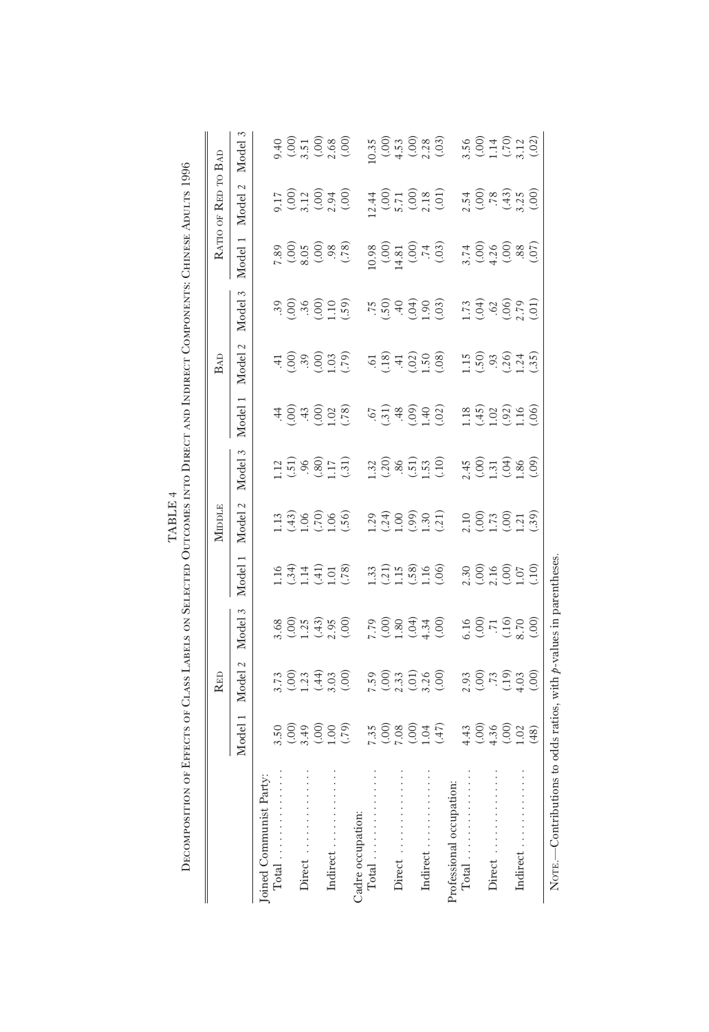TABLE 4

Decomposition of Effects of Class Labels on Selected Outcomes into Direct and Indirect Components: Chinese Adults 1996

| | Red | | | Middle | | | Bad | | | Ratio of Red to Bad | | |
|---|---|---|---|---|---|---|---|---|---|---|---|---|
| | Model 1 | Model 2 | Model 3 | Model 1 | Model 2 | Model 3 | Model 1 | Model 2 | Model 3 | Model 1 | Model 2 | Model 3 |
| Joined Communist Party: | | | | | | | | | | | | |
| Total | 3.50 | 3.73 | 3.68 | 1.16 | 1.13 | 1.12 | .44 | .41 | .39 | 7.89 | 9.17 | 9.40 |
| | (.00) | (.00) | (.00) | (.34) | (.43) | (.51) | (.00) | (.00) | (.00) | (.00) | (.00) | (.00) |
| Direct | 3.49 | 1.23 | 1.25 | 1.14 | 1.06 | .96 | .43 | .39 | .36 | 8.05 | 3.12 | 3.51 |
| | (.00) | (.44) | (.43) | (.41) | (.70) | (.80) | (.00) | (.00) | (.00) | (.00) | (.00) | (.00) |
| Indirect | 1.00 | 3.03 | 2.95 | 1.01 | 1.06 | 1.17 | 1.02 | 1.03 | 1.10 | .98 | 2.94 | 2.68 |
| | (.79) | (.00) | (.00) | (.78) | (.56) | (.31) | (.78) | (.79) | (.59) | (.78) | (.00) | (.00) |
| Cadre occupation: | | | | | | | | | | | | |
| Total | 7.35 | 7.59 | 7.79 | 1.33 | 1.29 | 1.32 | .67 | .61 | .75 | 10.98 | 12.44 | 10.35 |
| | (.00) | (.00) | (.00) | (.21) | (.24) | (.20) | (.31) | (.18) | (.50) | (.00) | (.00) | (.00) |
| Direct | 7.08 | 2.33 | 1.80 | 1.15 | 1.00 | .86 | .48 | .41 | .40 | 14.81 | 5.71 | 4.53 |
| | (.00) | (.01) | (.04) | (.58) | (.99) | (.51) | (.09) | (.02) | (.04) | (.00) | (.00) | (.00) |
| Indirect | 1.04 | 3.26 | 4.34 | 1.16 | 1.30 | 1.53 | 1.40 | 1.50 | 1.90 | .74 | 2.18 | 2.28 |
| | (.47) | (.00) | (.00) | (.06) | (.21) | (.10) | (.02) | (.08) | (.03) | (.03) | (.01) | (.03) |
| Professional occupation: | | | | | | | | | | | | |
| Total | 4.43 | 2.93 | 6.16 | 2.30 | 2.10 | 2.45 | 1.18 | 1.15 | 1.73 | 3.74 | 2.54 | 3.56 |
| | (.00) | (.00) | (.00) | (.00) | (.00) | (.00) | (.45) | (.50) | (.04) | (.00) | (.00) | (.00) |
| Direct | 4.36 | .73 | .71 | 2.16 | 1.73 | 1.31 | 1.02 | .93 | .62 | 4.26 | .78 | 1.14 |
| | (.00) | (.19) | (.16) | (.00) | (.00) | (.04) | (.92) | (.26) | (.06) | (.00) | (.43) | (.70) |
| Indirect | 1.02 | 4.03 | 8.70 | 1.07 | 1.21 | 1.86 | 1.16 | 1.24 | 2.79 | .88 | 3.25 | 3.12 |
| | (48) | (.00) | (.00) | (.10) | (.39) | (.09) | (.06) | (.35) | (.01) | (.07) | (.00) | (.02) |

Note.—Contributions to odds ratios, with $p$-values in parentheses.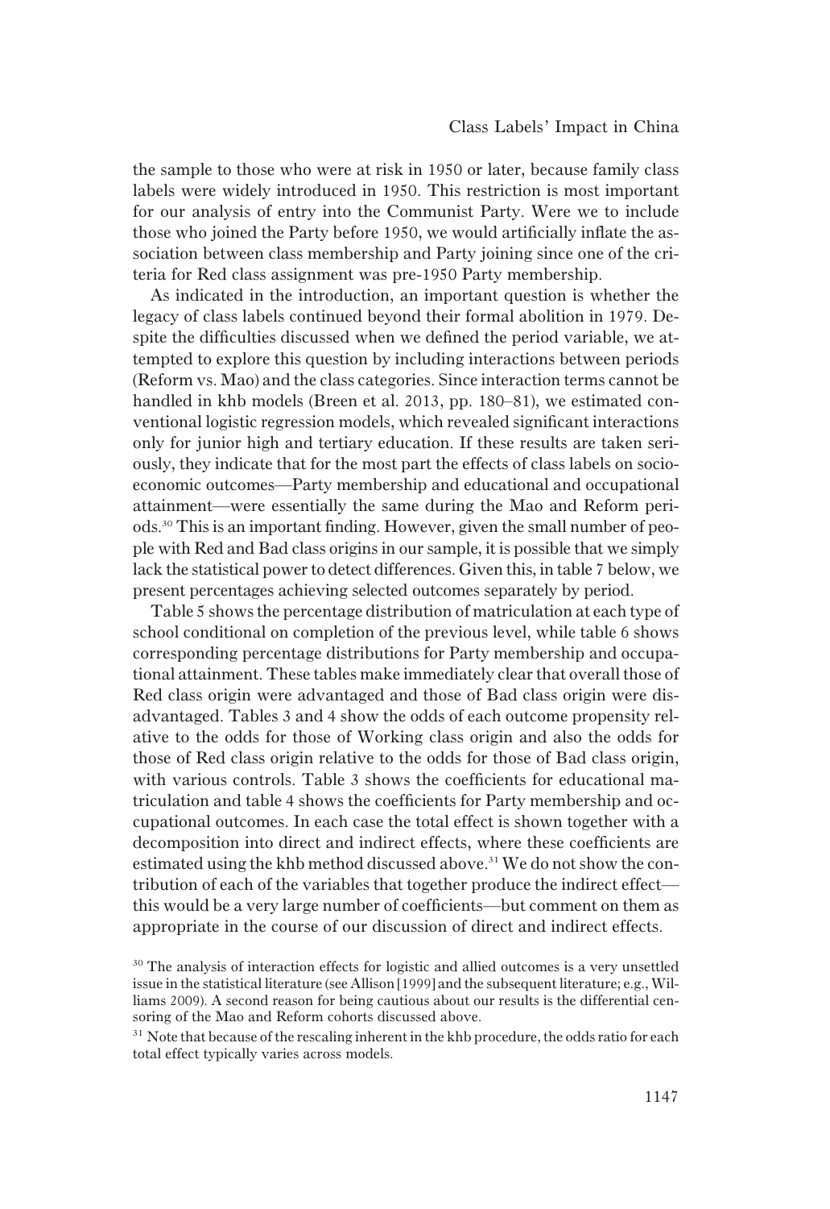the sample to those who were at risk in 1950 or later, because family class labels were widely introduced in 1950. This restriction is most important for our analysis of entry into the Communist Party. Were we to include those who joined the Party before 1950, we would artificially inflate the association between class membership and Party joining since one of the criteria for Red class assignment was pre-1950 Party membership.

As indicated in the introduction, an important question is whether the legacy of class labels continued beyond their formal abolition in 1979. Despite the difficulties discussed when we defined the period variable, we attempted to explore this question by including interactions between periods (Reform vs. Mao) and the class categories. Since interaction terms cannot be handled in khb models (Breen et al. 2013, pp. 180–81), we estimated conventional logistic regression models, which revealed significant interactions only for junior high and tertiary education. If these results are taken seriously, they indicate that for the most part the effects of class labels on socioeconomic outcomes—Party membership and educational and occupational attainment—were essentially the same during the Mao and Reform periods.[30] This is an important finding. However, given the small number of people with Red and Bad class origins in our sample, it is possible that we simply lack the statistical power to detect differences. Given this, in table 7 below, we present percentages achieving selected outcomes separately by period.

Table 5 shows the percentage distribution of matriculation at each type of school conditional on completion of the previous level, while table 6 shows corresponding percentage distributions for Party membership and occupational attainment. These tables make immediately clear that overall those of Red class origin were advantaged and those of Bad class origin were disadvantaged. Tables 3 and 4 show the odds of each outcome propensity relative to the odds for those of Working class origin and also the odds for those of Red class origin relative to the odds for those of Bad class origin, with various controls. Table 3 shows the coefficients for educational matriculation and table 4 shows the coefficients for Party membership and occupational outcomes. In each case the total effect is shown together with a decomposition into direct and indirect effects, where these coefficients are estimated using the khb method discussed above.[31] We do not show the contribution of each of the variables that together produce the indirect effect—this would be a very large number of coefficients—but comment on them as appropriate in the course of our discussion of direct and indirect effects.

[30] The analysis of interaction effects for logistic and allied outcomes is a very unsettled issue in the statistical literature (see Allison [1999] and the subsequent literature; e.g., Williams 2009). A second reason for being cautious about our results is the differential censoring of the Mao and Reform cohorts discussed above.

[31] Note that because of the rescaling inherent in the khb procedure, the odds ratio for each total effect typically varies across models.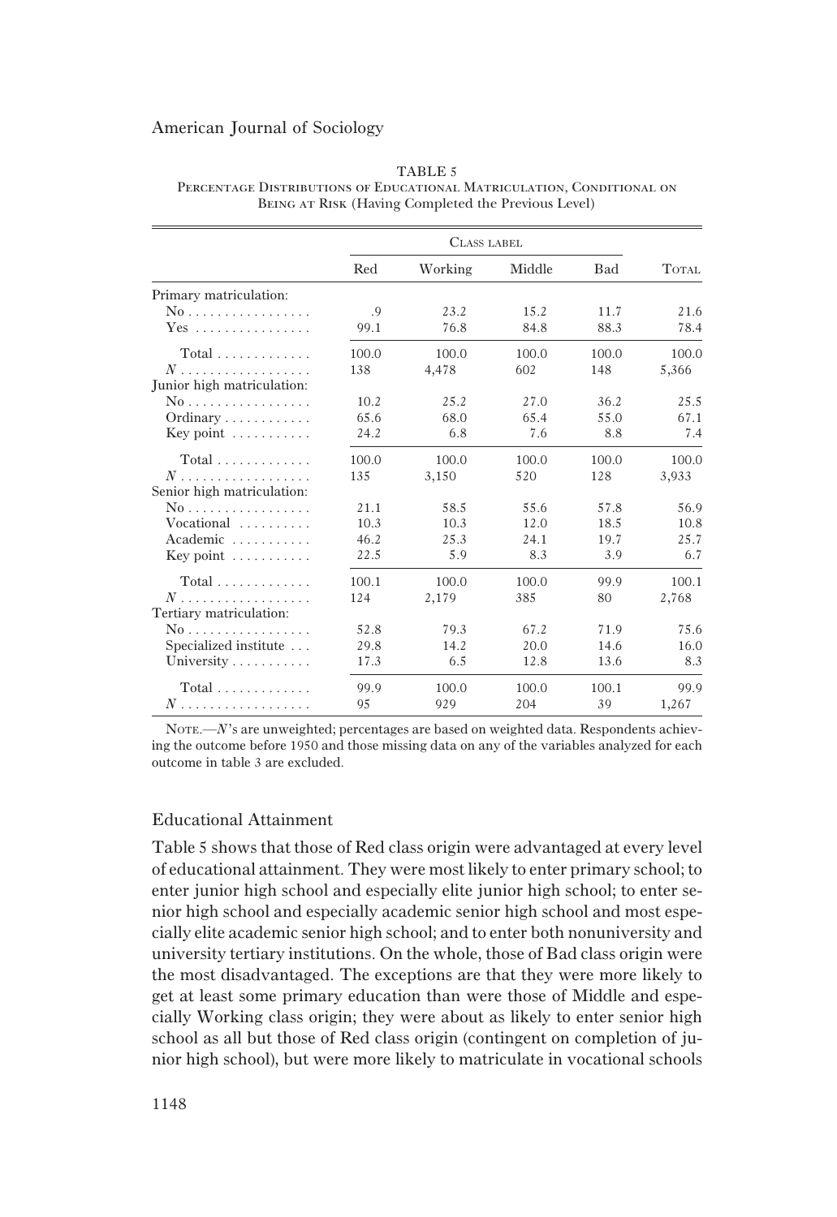TABLE 5

Percentage Distributions of Educational Matriculation, Conditional on Being at Risk (Having Completed the Previous Level)

| | Class label | | | | |
|---|---|---|---|---|---|
| | Red | Working | Middle | Bad | Total |
| Primary matriculation: | | | | | |
| No | .9 | 23.2 | 15.2 | 11.7 | 21.6 |
| Yes | 99.1 | 76.8 | 84.8 | 88.3 | 78.4 |
| Total | 100.0 | 100.0 | 100.0 | 100.0 | 100.0 |
| *N* | 138 | 4,478 | 602 | 148 | 5,366 |
| Junior high matriculation: | | | | | |
| No | 10.2 | 25.2 | 27.0 | 36.2 | 25.5 |
| Ordinary | 65.6 | 68.0 | 65.4 | 55.0 | 67.1 |
| Key point | 24.2 | 6.8 | 7.6 | 8.8 | 7.4 |
| Total | 100.0 | 100.0 | 100.0 | 100.0 | 100.0 |
| *N* | 135 | 3,150 | 520 | 128 | 3,933 |
| Senior high matriculation: | | | | | |
| No | 21.1 | 58.5 | 55.6 | 57.8 | 56.9 |
| Vocational | 10.3 | 10.3 | 12.0 | 18.5 | 10.8 |
| Academic | 46.2 | 25.3 | 24.1 | 19.7 | 25.7 |
| Key point | 22.5 | 5.9 | 8.3 | 3.9 | 6.7 |
| Total | 100.1 | 100.0 | 100.0 | 99.9 | 100.1 |
| *N* | 124 | 2,179 | 385 | 80 | 2,768 |
| Tertiary matriculation: | | | | | |
| No | 52.8 | 79.3 | 67.2 | 71.9 | 75.6 |
| Specialized institute | 29.8 | 14.2 | 20.0 | 14.6 | 16.0 |
| University | 17.3 | 6.5 | 12.8 | 13.6 | 8.3 |
| Total | 99.9 | 100.0 | 100.0 | 100.1 | 99.9 |
| *N* | 95 | 929 | 204 | 39 | 1,267 |

Note.—*N*'s are unweighted; percentages are based on weighted data. Respondents achieving the outcome before 1950 and those missing data on any of the variables analyzed for each outcome in table 3 are excluded.

## Educational Attainment

Table 5 shows that those of Red class origin were advantaged at every level of educational attainment. They were most likely to enter primary school; to enter junior high school and especially elite junior high school; to enter senior high school and especially academic senior high school and most especially elite academic senior high school; and to enter both nonuniversity and university tertiary institutions. On the whole, those of Bad class origin were the most disadvantaged. The exceptions are that they were more likely to get at least some primary education than were those of Middle and especially Working class origin; they were about as likely to enter senior high school as all but those of Red class origin (contingent on completion of junior high school), but were more likely to matriculate in vocational schools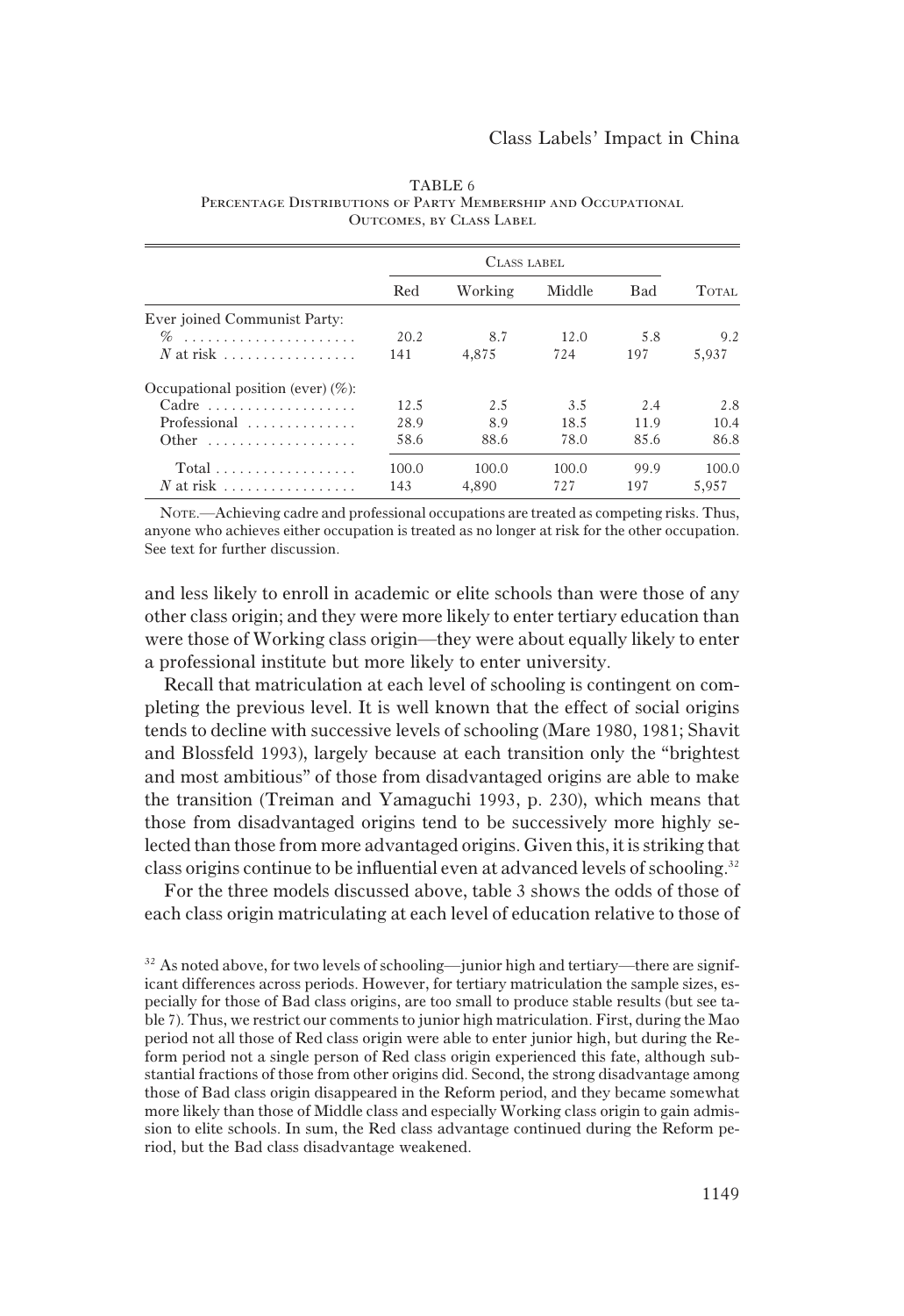TABLE 6
Percentage Distributions of Party Membership and Occupational Outcomes, by Class Label

| | Class label | | | | |
|---|---|---|---|---|---|
| | Red | Working | Middle | Bad | Total |
| Ever joined Communist Party: | | | | | |
| % | 20.2 | 8.7 | 12.0 | 5.8 | 9.2 |
| $N$ at risk | 141 | 4,875 | 724 | 197 | 5,937 |
| Occupational position (ever) (%): | | | | | |
| Cadre | 12.5 | 2.5 | 3.5 | 2.4 | 2.8 |
| Professional | 28.9 | 8.9 | 18.5 | 11.9 | 10.4 |
| Other | 58.6 | 88.6 | 78.0 | 85.6 | 86.8 |
| Total | 100.0 | 100.0 | 100.0 | 99.9 | 100.0 |
| $N$ at risk | 143 | 4,890 | 727 | 197 | 5,957 |

Note.—Achieving cadre and professional occupations are treated as competing risks. Thus, anyone who achieves either occupation is treated as no longer at risk for the other occupation. See text for further discussion.

and less likely to enroll in academic or elite schools than were those of any other class origin; and they were more likely to enter tertiary education than were those of Working class origin—they were about equally likely to enter a professional institute but more likely to enter university.

Recall that matriculation at each level of schooling is contingent on completing the previous level. It is well known that the effect of social origins tends to decline with successive levels of schooling (Mare 1980, 1981; Shavit and Blossfeld 1993), largely because at each transition only the "brightest and most ambitious" of those from disadvantaged origins are able to make the transition (Treiman and Yamaguchi 1993, p. 230), which means that those from disadvantaged origins tend to be successively more highly selected than those from more advantaged origins. Given this, it is striking that class origins continue to be influential even at advanced levels of schooling.[32]

For the three models discussed above, table 3 shows the odds of those of each class origin matriculating at each level of education relative to those of

[32] As noted above, for two levels of schooling—junior high and tertiary—there are significant differences across periods. However, for tertiary matriculation the sample sizes, especially for those of Bad class origins, are too small to produce stable results (but see table 7). Thus, we restrict our comments to junior high matriculation. First, during the Mao period not all those of Red class origin were able to enter junior high, but during the Reform period not a single person of Red class origin experienced this fate, although substantial fractions of those from other origins did. Second, the strong disadvantage among those of Bad class origin disappeared in the Reform period, and they became somewhat more likely than those of Middle class and especially Working class origin to gain admission to elite schools. In sum, the Red class advantage continued during the Reform period, but the Bad class disadvantage weakened.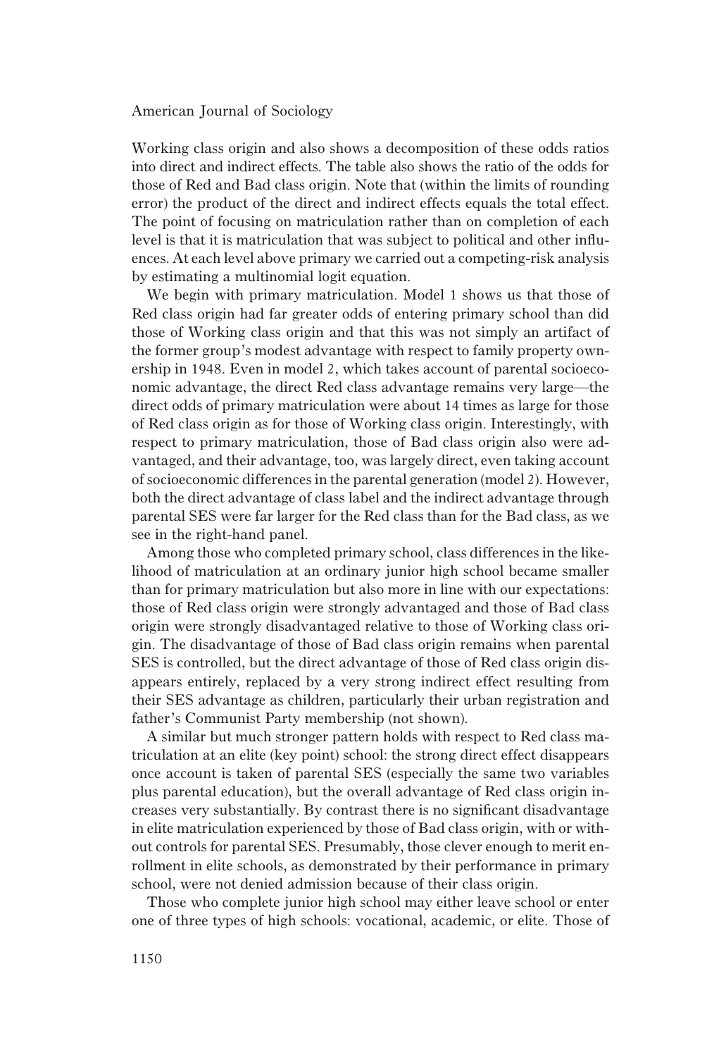Working class origin and also shows a decomposition of these odds ratios into direct and indirect effects. The table also shows the ratio of the odds for those of Red and Bad class origin. Note that (within the limits of rounding error) the product of the direct and indirect effects equals the total effect. The point of focusing on matriculation rather than on completion of each level is that it is matriculation that was subject to political and other influences. At each level above primary we carried out a competing-risk analysis by estimating a multinomial logit equation.

We begin with primary matriculation. Model 1 shows us that those of Red class origin had far greater odds of entering primary school than did those of Working class origin and that this was not simply an artifact of the former group's modest advantage with respect to family property ownership in 1948. Even in model 2, which takes account of parental socioeconomic advantage, the direct Red class advantage remains very large—the direct odds of primary matriculation were about 14 times as large for those of Red class origin as for those of Working class origin. Interestingly, with respect to primary matriculation, those of Bad class origin also were advantaged, and their advantage, too, was largely direct, even taking account of socioeconomic differences in the parental generation (model 2). However, both the direct advantage of class label and the indirect advantage through parental SES were far larger for the Red class than for the Bad class, as we see in the right-hand panel.

Among those who completed primary school, class differences in the likelihood of matriculation at an ordinary junior high school became smaller than for primary matriculation but also more in line with our expectations: those of Red class origin were strongly advantaged and those of Bad class origin were strongly disadvantaged relative to those of Working class origin. The disadvantage of those of Bad class origin remains when parental SES is controlled, but the direct advantage of those of Red class origin disappears entirely, replaced by a very strong indirect effect resulting from their SES advantage as children, particularly their urban registration and father's Communist Party membership (not shown).

A similar but much stronger pattern holds with respect to Red class matriculation at an elite (key point) school: the strong direct effect disappears once account is taken of parental SES (especially the same two variables plus parental education), but the overall advantage of Red class origin increases very substantially. By contrast there is no significant disadvantage in elite matriculation experienced by those of Bad class origin, with or without controls for parental SES. Presumably, those clever enough to merit enrollment in elite schools, as demonstrated by their performance in primary school, were not denied admission because of their class origin.

Those who complete junior high school may either leave school or enter one of three types of high schools: vocational, academic, or elite. Those of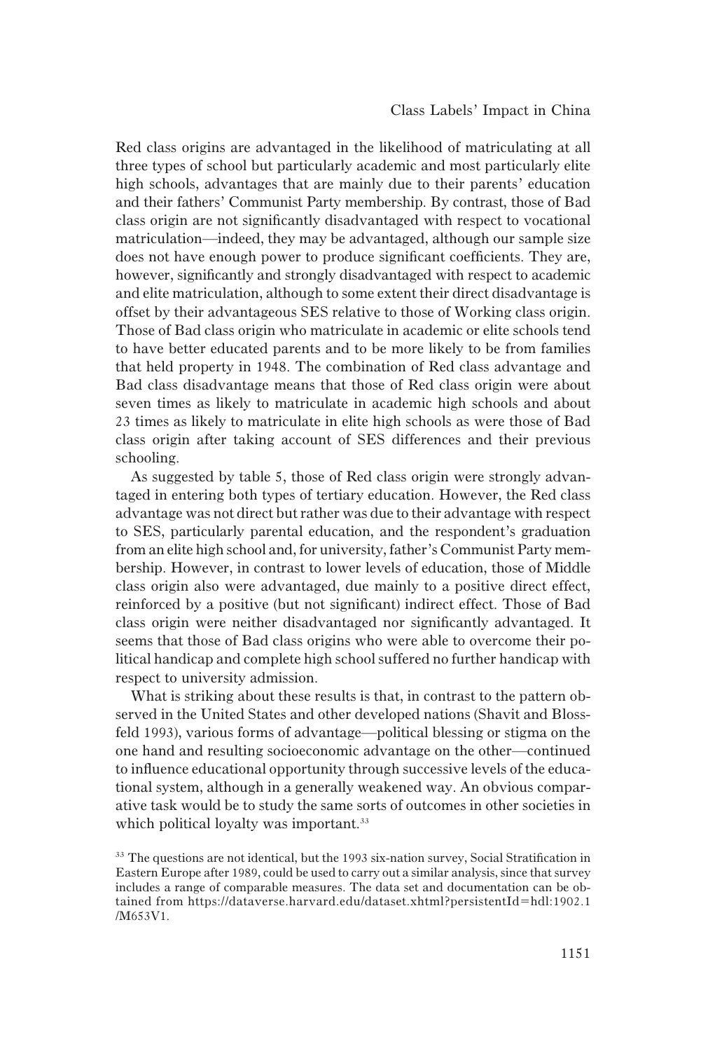Red class origins are advantaged in the likelihood of matriculating at all three types of school but particularly academic and most particularly elite high schools, advantages that are mainly due to their parents' education and their fathers' Communist Party membership. By contrast, those of Bad class origin are not significantly disadvantaged with respect to vocational matriculation—indeed, they may be advantaged, although our sample size does not have enough power to produce significant coefficients. They are, however, significantly and strongly disadvantaged with respect to academic and elite matriculation, although to some extent their direct disadvantage is offset by their advantageous SES relative to those of Working class origin. Those of Bad class origin who matriculate in academic or elite schools tend to have better educated parents and to be more likely to be from families that held property in 1948. The combination of Red class advantage and Bad class disadvantage means that those of Red class origin were about seven times as likely to matriculate in academic high schools and about 23 times as likely to matriculate in elite high schools as were those of Bad class origin after taking account of SES differences and their previous schooling.

As suggested by table 5, those of Red class origin were strongly advantaged in entering both types of tertiary education. However, the Red class advantage was not direct but rather was due to their advantage with respect to SES, particularly parental education, and the respondent's graduation from an elite high school and, for university, father's Communist Party membership. However, in contrast to lower levels of education, those of Middle class origin also were advantaged, due mainly to a positive direct effect, reinforced by a positive (but not significant) indirect effect. Those of Bad class origin were neither disadvantaged nor significantly advantaged. It seems that those of Bad class origins who were able to overcome their political handicap and complete high school suffered no further handicap with respect to university admission.

What is striking about these results is that, in contrast to the pattern observed in the United States and other developed nations (Shavit and Blossfeld 1993), various forms of advantage—political blessing or stigma on the one hand and resulting socioeconomic advantage on the other—continued to influence educational opportunity through successive levels of the educational system, although in a generally weakened way. An obvious comparative task would be to study the same sorts of outcomes in other societies in which political loyalty was important.[33]

[33] The questions are not identical, but the 1993 six-nation survey, Social Stratification in Eastern Europe after 1989, could be used to carry out a similar analysis, since that survey includes a range of comparable measures. The data set and documentation can be obtained from https://dataverse.harvard.edu/dataset.xhtml?persistentId=hdl:1902.1/M653V1.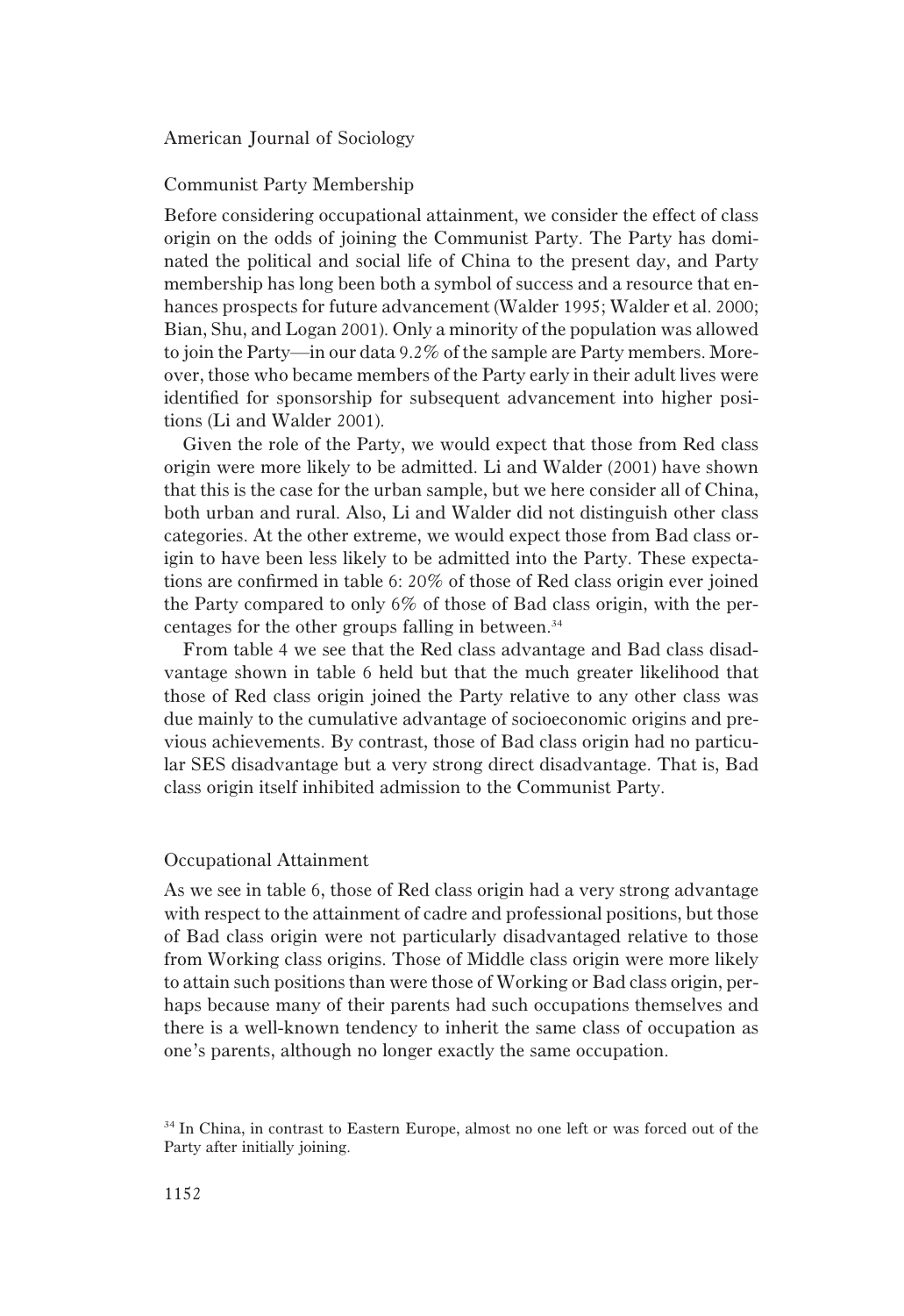## Communist Party Membership

Before considering occupational attainment, we consider the effect of class origin on the odds of joining the Communist Party. The Party has dominated the political and social life of China to the present day, and Party membership has long been both a symbol of success and a resource that enhances prospects for future advancement (Walder 1995; Walder et al. 2000; Bian, Shu, and Logan 2001). Only a minority of the population was allowed to join the Party—in our data 9.2% of the sample are Party members. Moreover, those who became members of the Party early in their adult lives were identified for sponsorship for subsequent advancement into higher positions (Li and Walder 2001).

Given the role of the Party, we would expect that those from Red class origin were more likely to be admitted. Li and Walder (2001) have shown that this is the case for the urban sample, but we here consider all of China, both urban and rural. Also, Li and Walder did not distinguish other class categories. At the other extreme, we would expect those from Bad class origin to have been less likely to be admitted into the Party. These expectations are confirmed in table 6: 20% of those of Red class origin ever joined the Party compared to only 6% of those of Bad class origin, with the percentages for the other groups falling in between.[34]

From table 4 we see that the Red class advantage and Bad class disadvantage shown in table 6 held but that the much greater likelihood that those of Red class origin joined the Party relative to any other class was due mainly to the cumulative advantage of socioeconomic origins and previous achievements. By contrast, those of Bad class origin had no particular SES disadvantage but a very strong direct disadvantage. That is, Bad class origin itself inhibited admission to the Communist Party.

## Occupational Attainment

As we see in table 6, those of Red class origin had a very strong advantage with respect to the attainment of cadre and professional positions, but those of Bad class origin were not particularly disadvantaged relative to those from Working class origins. Those of Middle class origin were more likely to attain such positions than were those of Working or Bad class origin, perhaps because many of their parents had such occupations themselves and there is a well-known tendency to inherit the same class of occupation as one's parents, although no longer exactly the same occupation.

[34] In China, in contrast to Eastern Europe, almost no one left or was forced out of the Party after initially joining.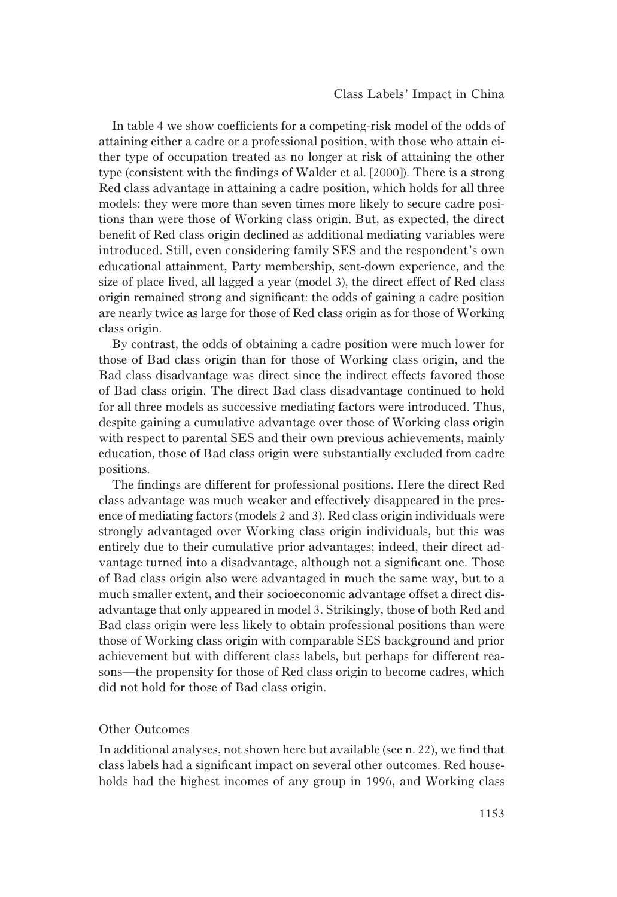In table 4 we show coefficients for a competing-risk model of the odds of attaining either a cadre or a professional position, with those who attain either type of occupation treated as no longer at risk of attaining the other type (consistent with the findings of Walder et al. [2000]). There is a strong Red class advantage in attaining a cadre position, which holds for all three models: they were more than seven times more likely to secure cadre positions than were those of Working class origin. But, as expected, the direct benefit of Red class origin declined as additional mediating variables were introduced. Still, even considering family SES and the respondent's own educational attainment, Party membership, sent-down experience, and the size of place lived, all lagged a year (model 3), the direct effect of Red class origin remained strong and significant: the odds of gaining a cadre position are nearly twice as large for those of Red class origin as for those of Working class origin.

By contrast, the odds of obtaining a cadre position were much lower for those of Bad class origin than for those of Working class origin, and the Bad class disadvantage was direct since the indirect effects favored those of Bad class origin. The direct Bad class disadvantage continued to hold for all three models as successive mediating factors were introduced. Thus, despite gaining a cumulative advantage over those of Working class origin with respect to parental SES and their own previous achievements, mainly education, those of Bad class origin were substantially excluded from cadre positions.

The findings are different for professional positions. Here the direct Red class advantage was much weaker and effectively disappeared in the presence of mediating factors (models 2 and 3). Red class origin individuals were strongly advantaged over Working class origin individuals, but this was entirely due to their cumulative prior advantages; indeed, their direct advantage turned into a disadvantage, although not a significant one. Those of Bad class origin also were advantaged in much the same way, but to a much smaller extent, and their socioeconomic advantage offset a direct disadvantage that only appeared in model 3. Strikingly, those of both Red and Bad class origin were less likely to obtain professional positions than were those of Working class origin with comparable SES background and prior achievement but with different class labels, but perhaps for different reasons—the propensity for those of Red class origin to become cadres, which did not hold for those of Bad class origin.

## Other Outcomes

In additional analyses, not shown here but available (see n. 22), we find that class labels had a significant impact on several other outcomes. Red households had the highest incomes of any group in 1996, and Working class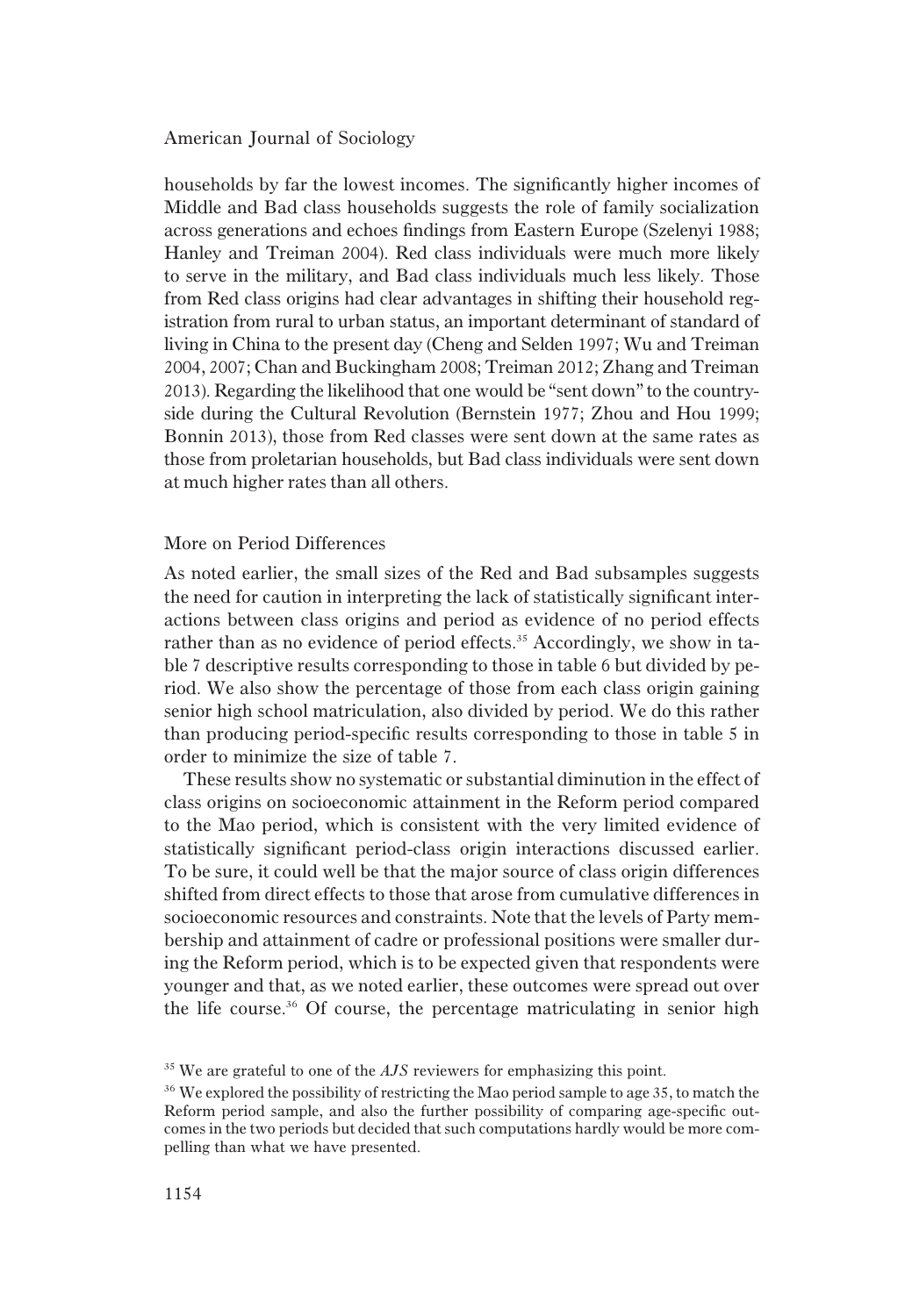households by far the lowest incomes. The significantly higher incomes of Middle and Bad class households suggests the role of family socialization across generations and echoes findings from Eastern Europe (Szelenyi 1988; Hanley and Treiman 2004). Red class individuals were much more likely to serve in the military, and Bad class individuals much less likely. Those from Red class origins had clear advantages in shifting their household registration from rural to urban status, an important determinant of standard of living in China to the present day (Cheng and Selden 1997; Wu and Treiman 2004, 2007; Chan and Buckingham 2008; Treiman 2012; Zhang and Treiman 2013). Regarding the likelihood that one would be "sent down" to the countryside during the Cultural Revolution (Bernstein 1977; Zhou and Hou 1999; Bonnin 2013), those from Red classes were sent down at the same rates as those from proletarian households, but Bad class individuals were sent down at much higher rates than all others.

## More on Period Differences

As noted earlier, the small sizes of the Red and Bad subsamples suggests the need for caution in interpreting the lack of statistically significant interactions between class origins and period as evidence of no period effects rather than as no evidence of period effects.[35] Accordingly, we show in table 7 descriptive results corresponding to those in table 6 but divided by period. We also show the percentage of those from each class origin gaining senior high school matriculation, also divided by period. We do this rather than producing period-specific results corresponding to those in table 5 in order to minimize the size of table 7.

These results show no systematic or substantial diminution in the effect of class origins on socioeconomic attainment in the Reform period compared to the Mao period, which is consistent with the very limited evidence of statistically significant period-class origin interactions discussed earlier. To be sure, it could well be that the major source of class origin differences shifted from direct effects to those that arose from cumulative differences in socioeconomic resources and constraints. Note that the levels of Party membership and attainment of cadre or professional positions were smaller during the Reform period, which is to be expected given that respondents were younger and that, as we noted earlier, these outcomes were spread out over the life course.[36] Of course, the percentage matriculating in senior high

[35] We are grateful to one of the *AJS* reviewers for emphasizing this point.

[36] We explored the possibility of restricting the Mao period sample to age 35, to match the Reform period sample, and also the further possibility of comparing age-specific outcomes in the two periods but decided that such computations hardly would be more compelling than what we have presented.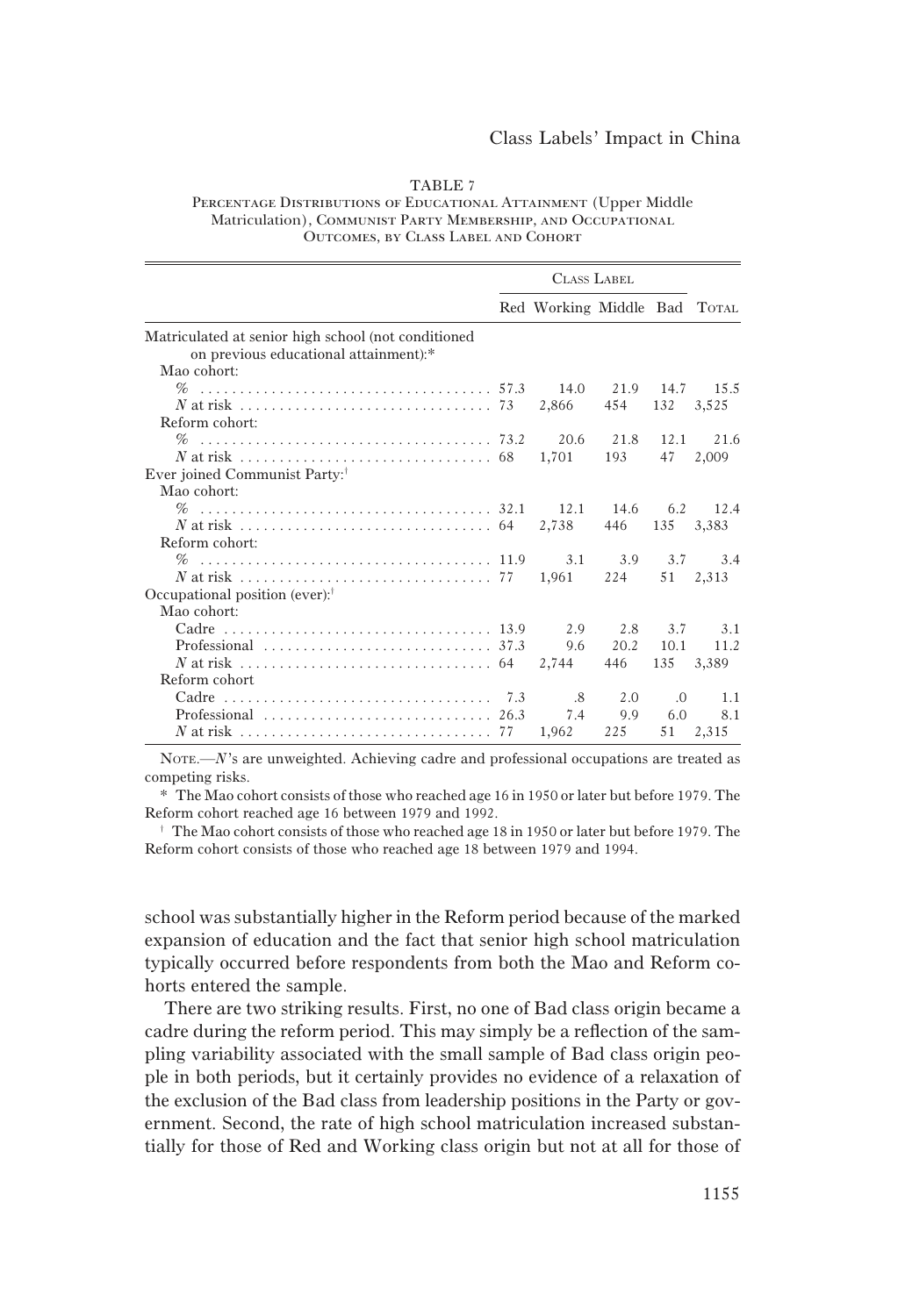TABLE 7

Percentage Distributions of Educational Attainment (Upper Middle Matriculation), Communist Party Membership, and Occupational Outcomes, by Class Label and Cohort

| | Class Label | | | | Total |
|---|---|---|---|---|---|
| | Red | Working | Middle | Bad | |
| Matriculated at senior high school (not conditioned on previous educational attainment):* | | | | | |
| Mao cohort: | | | | | |
| % | 57.3 | 14.0 | 21.9 | 14.7 | 15.5 |
| *N* at risk | 73 | 2,866 | 454 | 132 | 3,525 |
| Reform cohort: | | | | | |
| % | 73.2 | 20.6 | 21.8 | 12.1 | 21.6 |
| *N* at risk | 68 | 1,701 | 193 | 47 | 2,009 |
| Ever joined Communist Party:† | | | | | |
| Mao cohort: | | | | | |
| % | 32.1 | 12.1 | 14.6 | 6.2 | 12.4 |
| *N* at risk | 64 | 2,738 | 446 | 135 | 3,383 |
| Reform cohort: | | | | | |
| % | 11.9 | 3.1 | 3.9 | 3.7 | 3.4 |
| *N* at risk | 77 | 1,961 | 224 | 51 | 2,313 |
| Occupational position (ever):† | | | | | |
| Mao cohort: | | | | | |
| Cadre | 13.9 | 2.9 | 2.8 | 3.7 | 3.1 |
| Professional | 37.3 | 9.6 | 20.2 | 10.1 | 11.2 |
| *N* at risk | 64 | 2,744 | 446 | 135 | 3,389 |
| Reform cohort | | | | | |
| Cadre | 7.3 | .8 | 2.0 | .0 | 1.1 |
| Professional | 26.3 | 7.4 | 9.9 | 6.0 | 8.1 |
| *N* at risk | 77 | 1,962 | 225 | 51 | 2,315 |

Note.—*N*'s are unweighted. Achieving cadre and professional occupations are treated as competing risks.

\* The Mao cohort consists of those who reached age 16 in 1950 or later but before 1979. The Reform cohort reached age 16 between 1979 and 1992.

† The Mao cohort consists of those who reached age 18 in 1950 or later but before 1979. The Reform cohort consists of those who reached age 18 between 1979 and 1994.

school was substantially higher in the Reform period because of the marked expansion of education and the fact that senior high school matriculation typically occurred before respondents from both the Mao and Reform cohorts entered the sample.

There are two striking results. First, no one of Bad class origin became a cadre during the reform period. This may simply be a reflection of the sampling variability associated with the small sample of Bad class origin people in both periods, but it certainly provides no evidence of a relaxation of the exclusion of the Bad class from leadership positions in the Party or government. Second, the rate of high school matriculation increased substantially for those of Red and Working class origin but not at all for those of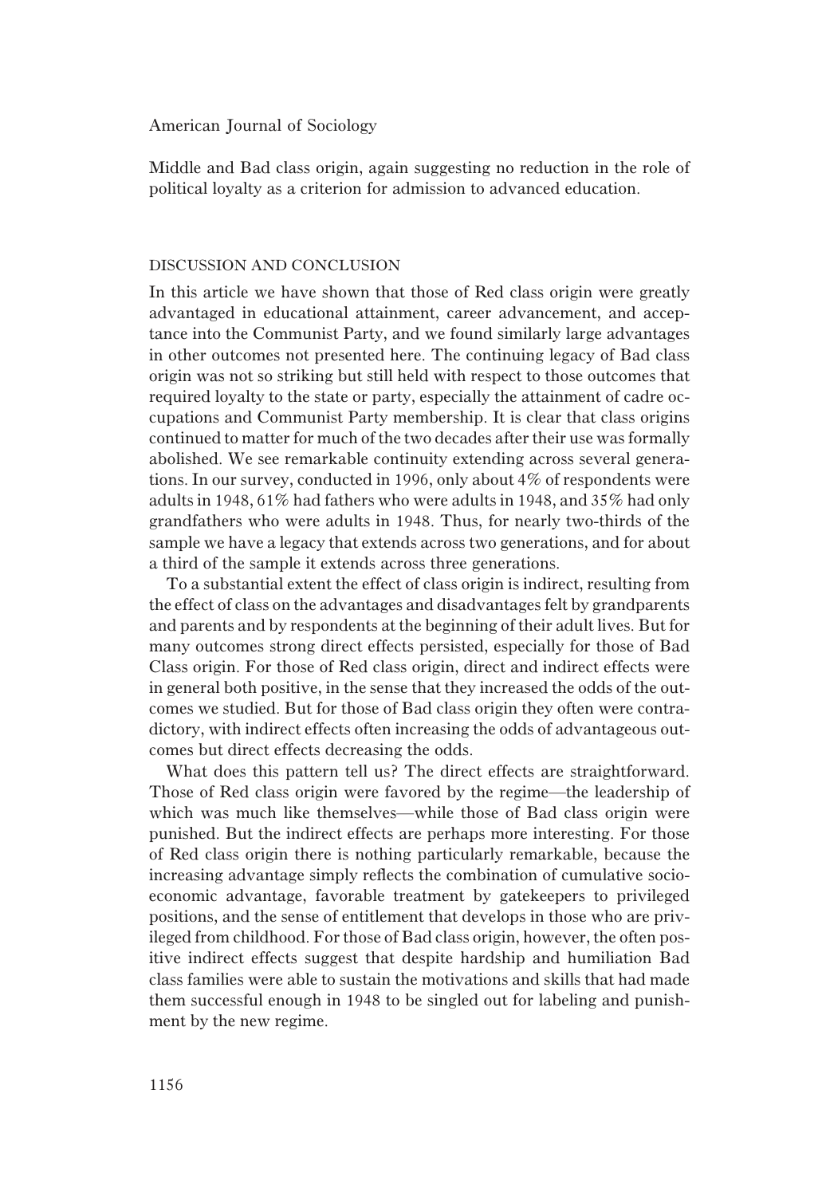Middle and Bad class origin, again suggesting no reduction in the role of political loyalty as a criterion for admission to advanced education.

## DISCUSSION AND CONCLUSION

In this article we have shown that those of Red class origin were greatly advantaged in educational attainment, career advancement, and acceptance into the Communist Party, and we found similarly large advantages in other outcomes not presented here. The continuing legacy of Bad class origin was not so striking but still held with respect to those outcomes that required loyalty to the state or party, especially the attainment of cadre occupations and Communist Party membership. It is clear that class origins continued to matter for much of the two decades after their use was formally abolished. We see remarkable continuity extending across several generations. In our survey, conducted in 1996, only about 4% of respondents were adults in 1948, 61% had fathers who were adults in 1948, and 35% had only grandfathers who were adults in 1948. Thus, for nearly two-thirds of the sample we have a legacy that extends across two generations, and for about a third of the sample it extends across three generations.

To a substantial extent the effect of class origin is indirect, resulting from the effect of class on the advantages and disadvantages felt by grandparents and parents and by respondents at the beginning of their adult lives. But for many outcomes strong direct effects persisted, especially for those of Bad Class origin. For those of Red class origin, direct and indirect effects were in general both positive, in the sense that they increased the odds of the outcomes we studied. But for those of Bad class origin they often were contradictory, with indirect effects often increasing the odds of advantageous outcomes but direct effects decreasing the odds.

What does this pattern tell us? The direct effects are straightforward. Those of Red class origin were favored by the regime—the leadership of which was much like themselves—while those of Bad class origin were punished. But the indirect effects are perhaps more interesting. For those of Red class origin there is nothing particularly remarkable, because the increasing advantage simply reflects the combination of cumulative socioeconomic advantage, favorable treatment by gatekeepers to privileged positions, and the sense of entitlement that develops in those who are privileged from childhood. For those of Bad class origin, however, the often positive indirect effects suggest that despite hardship and humiliation Bad class families were able to sustain the motivations and skills that had made them successful enough in 1948 to be singled out for labeling and punishment by the new regime.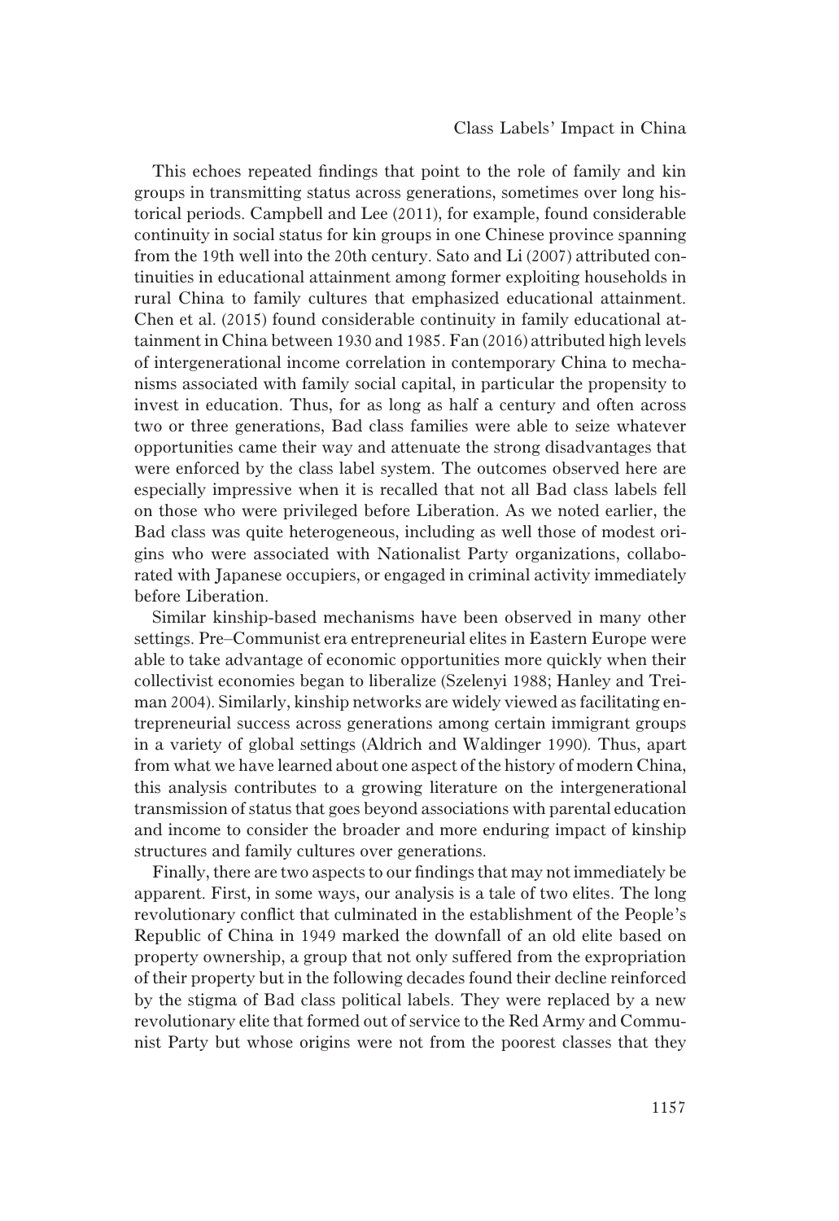This echoes repeated findings that point to the role of family and kin groups in transmitting status across generations, sometimes over long historical periods. Campbell and Lee (2011), for example, found considerable continuity in social status for kin groups in one Chinese province spanning from the 19th well into the 20th century. Sato and Li (2007) attributed continuities in educational attainment among former exploiting households in rural China to family cultures that emphasized educational attainment. Chen et al. (2015) found considerable continuity in family educational attainment in China between 1930 and 1985. Fan (2016) attributed high levels of intergenerational income correlation in contemporary China to mechanisms associated with family social capital, in particular the propensity to invest in education. Thus, for as long as half a century and often across two or three generations, Bad class families were able to seize whatever opportunities came their way and attenuate the strong disadvantages that were enforced by the class label system. The outcomes observed here are especially impressive when it is recalled that not all Bad class labels fell on those who were privileged before Liberation. As we noted earlier, the Bad class was quite heterogeneous, including as well those of modest origins who were associated with Nationalist Party organizations, collaborated with Japanese occupiers, or engaged in criminal activity immediately before Liberation.

Similar kinship-based mechanisms have been observed in many other settings. Pre–Communist era entrepreneurial elites in Eastern Europe were able to take advantage of economic opportunities more quickly when their collectivist economies began to liberalize (Szelenyi 1988; Hanley and Treiman 2004). Similarly, kinship networks are widely viewed as facilitating entrepreneurial success across generations among certain immigrant groups in a variety of global settings (Aldrich and Waldinger 1990). Thus, apart from what we have learned about one aspect of the history of modern China, this analysis contributes to a growing literature on the intergenerational transmission of status that goes beyond associations with parental education and income to consider the broader and more enduring impact of kinship structures and family cultures over generations.

Finally, there are two aspects to our findings that may not immediately be apparent. First, in some ways, our analysis is a tale of two elites. The long revolutionary conflict that culminated in the establishment of the People's Republic of China in 1949 marked the downfall of an old elite based on property ownership, a group that not only suffered from the expropriation of their property but in the following decades found their decline reinforced by the stigma of Bad class political labels. They were replaced by a new revolutionary elite that formed out of service to the Red Army and Communist Party but whose origins were not from the poorest classes that they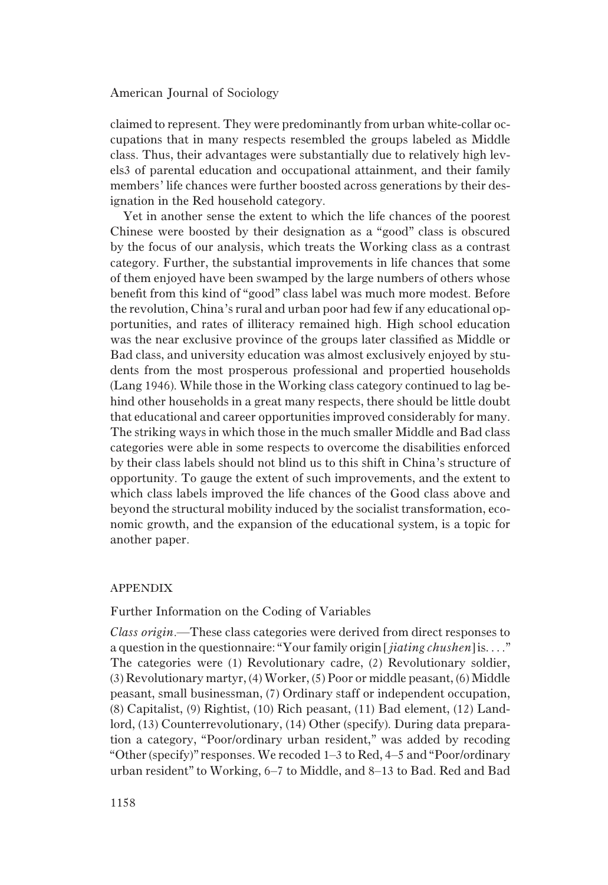claimed to represent. They were predominantly from urban white-collar occupations that in many respects resembled the groups labeled as Middle class. Thus, their advantages were substantially due to relatively high levels3 of parental education and occupational attainment, and their family members' life chances were further boosted across generations by their designation in the Red household category.

Yet in another sense the extent to which the life chances of the poorest Chinese were boosted by their designation as a "good" class is obscured by the focus of our analysis, which treats the Working class as a contrast category. Further, the substantial improvements in life chances that some of them enjoyed have been swamped by the large numbers of others whose benefit from this kind of "good" class label was much more modest. Before the revolution, China's rural and urban poor had few if any educational opportunities, and rates of illiteracy remained high. High school education was the near exclusive province of the groups later classified as Middle or Bad class, and university education was almost exclusively enjoyed by students from the most prosperous professional and propertied households (Lang 1946). While those in the Working class category continued to lag behind other households in a great many respects, there should be little doubt that educational and career opportunities improved considerably for many. The striking ways in which those in the much smaller Middle and Bad class categories were able in some respects to overcome the disabilities enforced by their class labels should not blind us to this shift in China's structure of opportunity. To gauge the extent of such improvements, and the extent to which class labels improved the life chances of the Good class above and beyond the structural mobility induced by the socialist transformation, economic growth, and the expansion of the educational system, is a topic for another paper.

## APPENDIX

### Further Information on the Coding of Variables

*Class origin*.—These class categories were derived from direct responses to a question in the questionnaire: "Your family origin [*jiating chushen*] is. . . ." The categories were (1) Revolutionary cadre, (2) Revolutionary soldier, (3) Revolutionary martyr, (4) Worker, (5) Poor or middle peasant, (6) Middle peasant, small businessman, (7) Ordinary staff or independent occupation, (8) Capitalist, (9) Rightist, (10) Rich peasant, (11) Bad element, (12) Landlord, (13) Counterrevolutionary, (14) Other (specify). During data preparation a category, "Poor/ordinary urban resident," was added by recoding "Other (specify)" responses. We recoded 1–3 to Red, 4–5 and "Poor/ordinary urban resident" to Working, 6–7 to Middle, and 8–13 to Bad. Red and Bad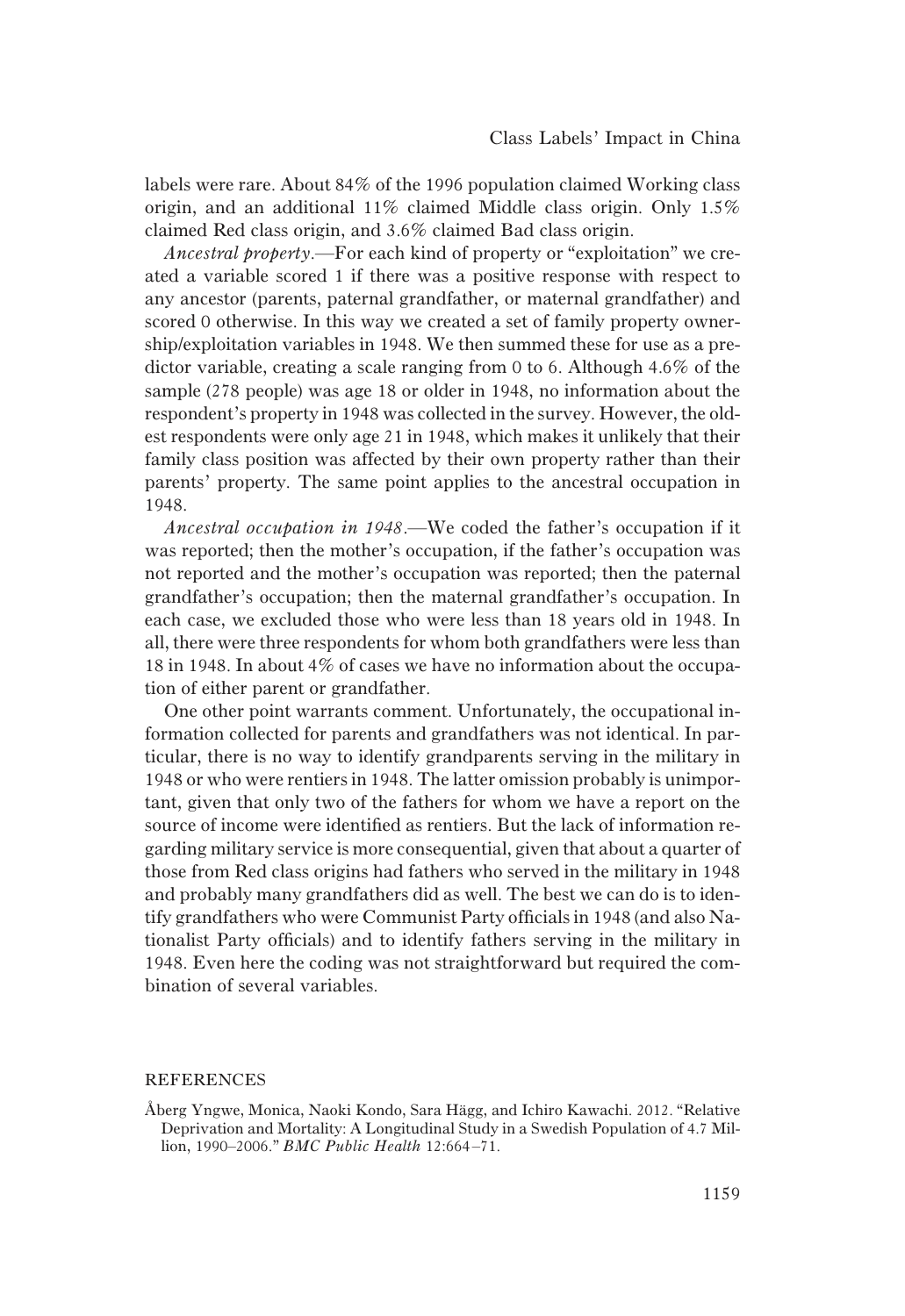labels were rare. About 84% of the 1996 population claimed Working class origin, and an additional 11% claimed Middle class origin. Only 1.5% claimed Red class origin, and 3.6% claimed Bad class origin.

*Ancestral property*.—For each kind of property or "exploitation" we created a variable scored 1 if there was a positive response with respect to any ancestor (parents, paternal grandfather, or maternal grandfather) and scored 0 otherwise. In this way we created a set of family property ownership/exploitation variables in 1948. We then summed these for use as a predictor variable, creating a scale ranging from 0 to 6. Although 4.6% of the sample (278 people) was age 18 or older in 1948, no information about the respondent's property in 1948 was collected in the survey. However, the oldest respondents were only age 21 in 1948, which makes it unlikely that their family class position was affected by their own property rather than their parents' property. The same point applies to the ancestral occupation in 1948.

*Ancestral occupation in 1948*.—We coded the father's occupation if it was reported; then the mother's occupation, if the father's occupation was not reported and the mother's occupation was reported; then the paternal grandfather's occupation; then the maternal grandfather's occupation. In each case, we excluded those who were less than 18 years old in 1948. In all, there were three respondents for whom both grandfathers were less than 18 in 1948. In about 4% of cases we have no information about the occupation of either parent or grandfather.

One other point warrants comment. Unfortunately, the occupational information collected for parents and grandfathers was not identical. In particular, there is no way to identify grandparents serving in the military in 1948 or who were rentiers in 1948. The latter omission probably is unimportant, given that only two of the fathers for whom we have a report on the source of income were identified as rentiers. But the lack of information regarding military service is more consequential, given that about a quarter of those from Red class origins had fathers who served in the military in 1948 and probably many grandfathers did as well. The best we can do is to identify grandfathers who were Communist Party officials in 1948 (and also Nationalist Party officials) and to identify fathers serving in the military in 1948. Even here the coding was not straightforward but required the combination of several variables.

## REFERENCES

Åberg Yngwe, Monica, Naoki Kondo, Sara Hägg, and Ichiro Kawachi. 2012. "Relative Deprivation and Mortality: A Longitudinal Study in a Swedish Population of 4.7 Million, 1990–2006." *BMC Public Health* 12:664–71.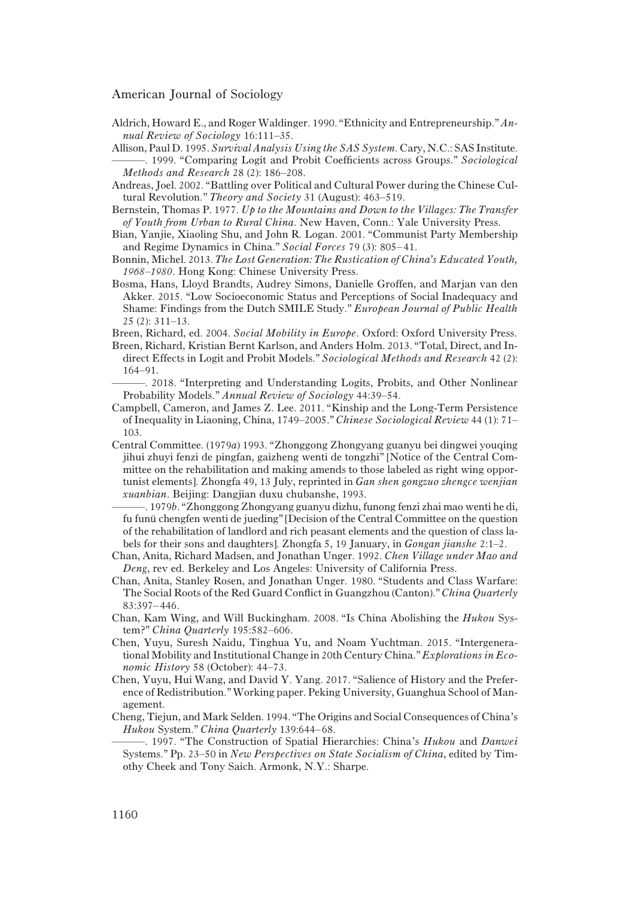Aldrich, Howard E., and Roger Waldinger. 1990. "Ethnicity and Entrepreneurship." *Annual Review of Sociology* 16:111–35.

Allison, Paul D. 1995. *Survival Analysis Using the SAS System*. Cary, N.C.: SAS Institute.

———. 1999. "Comparing Logit and Probit Coefficients across Groups." *Sociological Methods and Research* 28 (2): 186–208.

Andreas, Joel. 2002. "Battling over Political and Cultural Power during the Chinese Cultural Revolution." *Theory and Society* 31 (August): 463–519.

Bernstein, Thomas P. 1977. *Up to the Mountains and Down to the Villages: The Transfer of Youth from Urban to Rural China*. New Haven, Conn.: Yale University Press.

Bian, Yanjie, Xiaoling Shu, and John R. Logan. 2001. "Communist Party Membership and Regime Dynamics in China." *Social Forces* 79 (3): 805–41.

Bonnin, Michel. 2013. *The Lost Generation: The Rustication of China's Educated Youth, 1968–1980*. Hong Kong: Chinese University Press.

Bosma, Hans, Lloyd Brandts, Audrey Simons, Danielle Groffen, and Marjan van den Akker. 2015. "Low Socioeconomic Status and Perceptions of Social Inadequacy and Shame: Findings from the Dutch SMILE Study." *European Journal of Public Health* 25 (2): 311–13.

Breen, Richard, ed. 2004. *Social Mobility in Europe*. Oxford: Oxford University Press.

Breen, Richard, Kristian Bernt Karlson, and Anders Holm. 2013. "Total, Direct, and Indirect Effects in Logit and Probit Models." *Sociological Methods and Research* 42 (2): 164–91.

———. 2018. "Interpreting and Understanding Logits, Probits, and Other Nonlinear Probability Models." *Annual Review of Sociology* 44:39–54.

Campbell, Cameron, and James Z. Lee. 2011. "Kinship and the Long-Term Persistence of Inequality in Liaoning, China, 1749–2005." *Chinese Sociological Review* 44 (1): 71–103.

Central Committee. (1979*a*) 1993. "Zhonggong Zhongyang guanyu bei dingwei youqing jihui zhuyi fenzi de pingfan, gaizheng wenti de tongzhi" [Notice of the Central Committee on the rehabilitation and making amends to those labeled as right wing opportunist elements]. Zhongfa 49, 13 July, reprinted in *Gan shen gongzuo zhengce wenjian xuanbian*. Beijing: Dangjian duxu chubanshe, 1993.

———. 1979*b*. "Zhonggong Zhongyang guanyu dizhu, funong fenzi zhai mao wenti he di, fu funü chengfen wenti de jueding" [Decision of the Central Committee on the question of the rehabilitation of landlord and rich peasant elements and the question of class labels for their sons and daughters]. Zhongfa 5, 19 January, in *Gongan jianshe* 2:1–2.

Chan, Anita, Richard Madsen, and Jonathan Unger. 1992. *Chen Village under Mao and Deng*, rev ed. Berkeley and Los Angeles: University of California Press.

Chan, Anita, Stanley Rosen, and Jonathan Unger. 1980. "Students and Class Warfare: The Social Roots of the Red Guard Conflict in Guangzhou (Canton)." *China Quarterly* 83:397–446.

Chan, Kam Wing, and Will Buckingham. 2008. "Is China Abolishing the *Hukou* System?" *China Quarterly* 195:582–606.

Chen, Yuyu, Suresh Naidu, Tinghua Yu, and Noam Yuchtman. 2015. "Intergenerational Mobility and Institutional Change in 20th Century China." *Explorations in Economic History* 58 (October): 44–73.

Chen, Yuyu, Hui Wang, and David Y. Yang. 2017. "Salience of History and the Preference of Redistribution." Working paper. Peking University, Guanghua School of Management.

Cheng, Tiejun, and Mark Selden. 1994. "The Origins and Social Consequences of China's *Hukou* System." *China Quarterly* 139:644–68.

———. 1997. "The Construction of Spatial Hierarchies: China's *Hukou* and *Danwei* Systems." Pp. 23–50 in *New Perspectives on State Socialism of China*, edited by Timothy Cheek and Tony Saich. Armonk, N.Y.: Sharpe.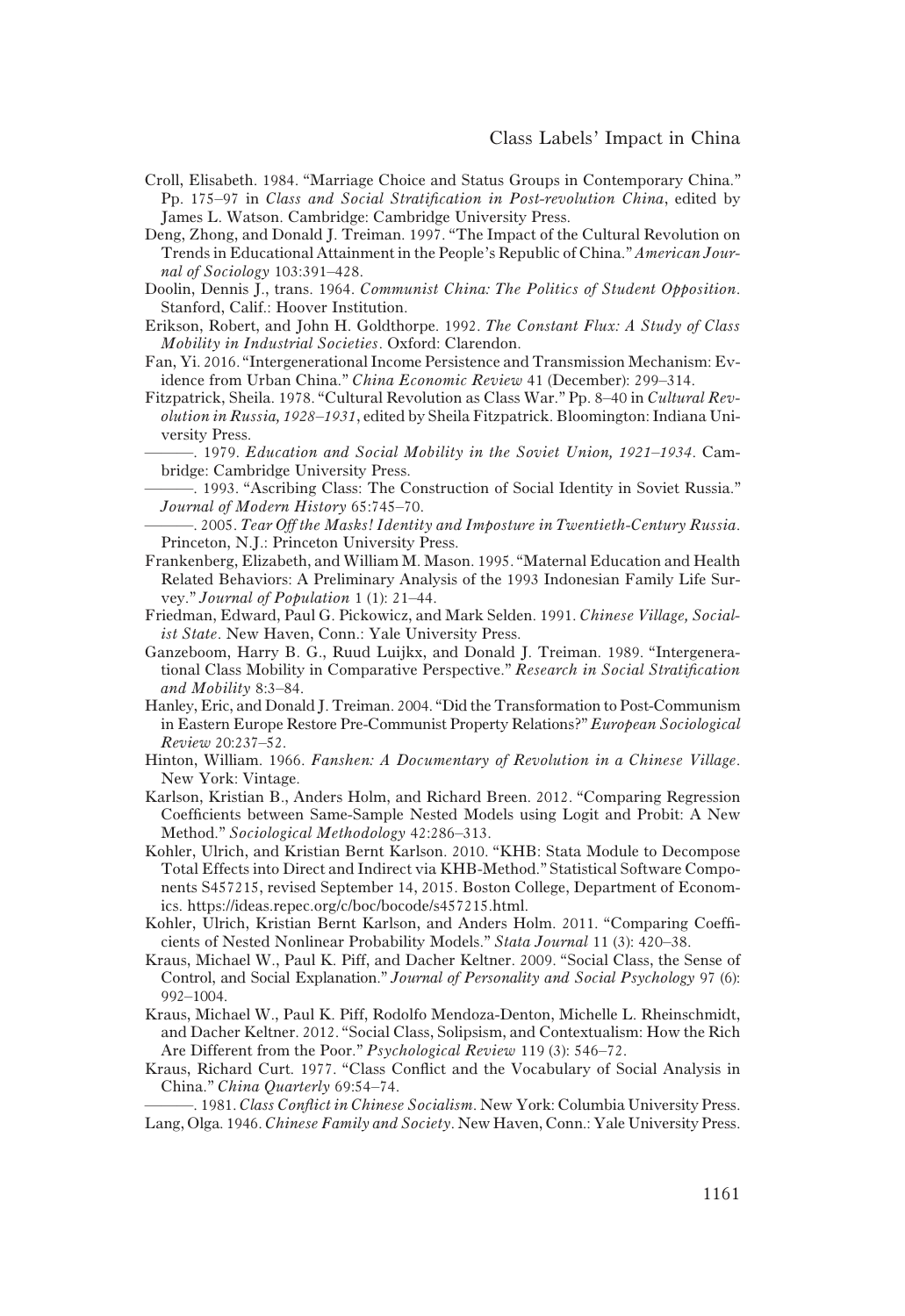Croll, Elisabeth. 1984. "Marriage Choice and Status Groups in Contemporary China." Pp. 175–97 in *Class and Social Stratification in Post-revolution China*, edited by James L. Watson. Cambridge: Cambridge University Press.

Deng, Zhong, and Donald J. Treiman. 1997. "The Impact of the Cultural Revolution on Trends in Educational Attainment in the People's Republic of China." *American Journal of Sociology* 103:391–428.

Doolin, Dennis J., trans. 1964. *Communist China: The Politics of Student Opposition*. Stanford, Calif.: Hoover Institution.

Erikson, Robert, and John H. Goldthorpe. 1992. *The Constant Flux: A Study of Class Mobility in Industrial Societies*. Oxford: Clarendon.

Fan, Yi. 2016. "Intergenerational Income Persistence and Transmission Mechanism: Evidence from Urban China." *China Economic Review* 41 (December): 299–314.

Fitzpatrick, Sheila. 1978. "Cultural Revolution as Class War." Pp. 8–40 in *Cultural Revolution in Russia, 1928–1931*, edited by Sheila Fitzpatrick. Bloomington: Indiana University Press.

———. 1979. *Education and Social Mobility in the Soviet Union, 1921–1934*. Cambridge: Cambridge University Press.

———. 1993. "Ascribing Class: The Construction of Social Identity in Soviet Russia." *Journal of Modern History* 65:745–70.

———. 2005. *Tear Off the Masks! Identity and Imposture in Twentieth-Century Russia*. Princeton, N.J.: Princeton University Press.

Frankenberg, Elizabeth, and William M. Mason. 1995. "Maternal Education and Health Related Behaviors: A Preliminary Analysis of the 1993 Indonesian Family Life Survey." *Journal of Population* 1 (1): 21–44.

Friedman, Edward, Paul G. Pickowicz, and Mark Selden. 1991. *Chinese Village, Socialist State*. New Haven, Conn.: Yale University Press.

Ganzeboom, Harry B. G., Ruud Luijkx, and Donald J. Treiman. 1989. "Intergenerational Class Mobility in Comparative Perspective." *Research in Social Stratification and Mobility* 8:3–84.

Hanley, Eric, and Donald J. Treiman. 2004. "Did the Transformation to Post-Communism in Eastern Europe Restore Pre-Communist Property Relations?" *European Sociological Review* 20:237–52.

Hinton, William. 1966. *Fanshen: A Documentary of Revolution in a Chinese Village*. New York: Vintage.

Karlson, Kristian B., Anders Holm, and Richard Breen. 2012. "Comparing Regression Coefficients between Same-Sample Nested Models using Logit and Probit: A New Method." *Sociological Methodology* 42:286–313.

Kohler, Ulrich, and Kristian Bernt Karlson. 2010. "KHB: Stata Module to Decompose Total Effects into Direct and Indirect via KHB-Method." Statistical Software Components S457215, revised September 14, 2015. Boston College, Department of Economics. https://ideas.repec.org/c/boc/bocode/s457215.html.

Kohler, Ulrich, Kristian Bernt Karlson, and Anders Holm. 2011. "Comparing Coefficients of Nested Nonlinear Probability Models." *Stata Journal* 11 (3): 420–38.

Kraus, Michael W., Paul K. Piff, and Dacher Keltner. 2009. "Social Class, the Sense of Control, and Social Explanation." *Journal of Personality and Social Psychology* 97 (6): 992–1004.

Kraus, Michael W., Paul K. Piff, Rodolfo Mendoza-Denton, Michelle L. Rheinschmidt, and Dacher Keltner. 2012. "Social Class, Solipsism, and Contextualism: How the Rich Are Different from the Poor." *Psychological Review* 119 (3): 546–72.

Kraus, Richard Curt. 1977. "Class Conflict and the Vocabulary of Social Analysis in China." *China Quarterly* 69:54–74.

———. 1981. *Class Conflict in Chinese Socialism*. New York: Columbia University Press.

Lang, Olga. 1946. *Chinese Family and Society*. New Haven, Conn.: Yale University Press.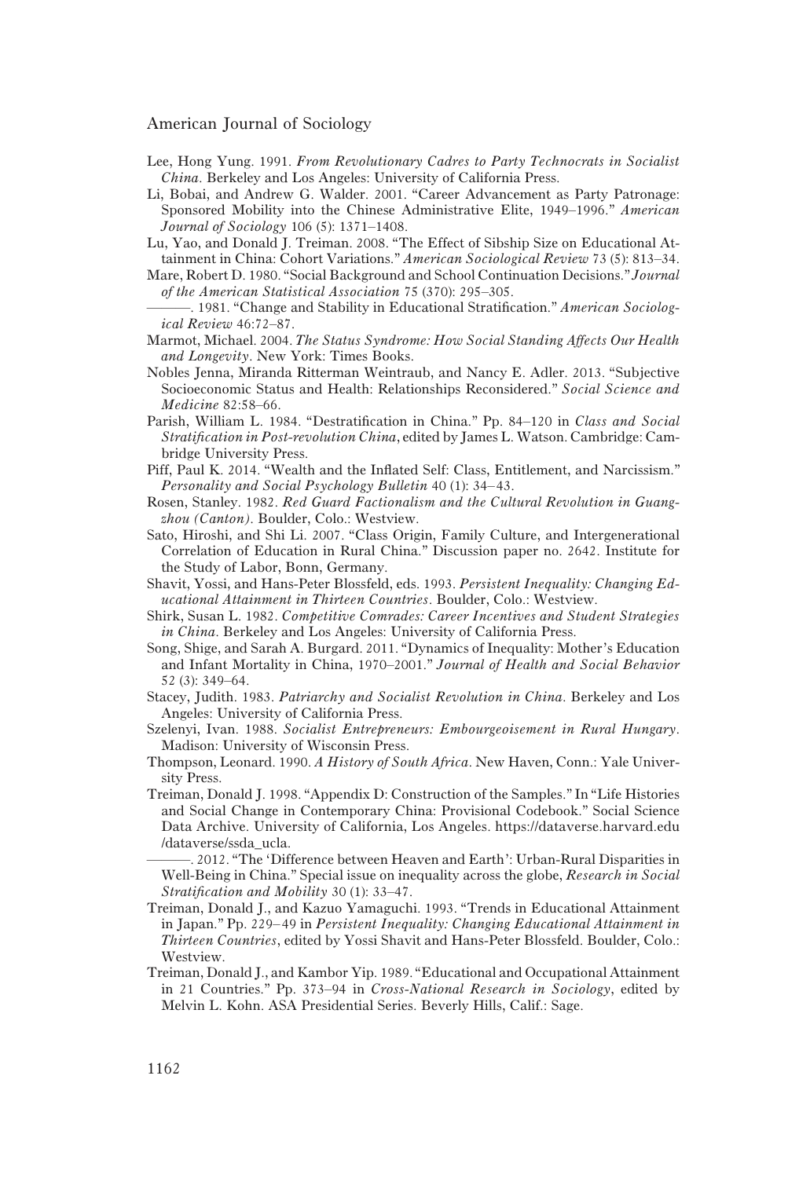Lee, Hong Yung. 1991. *From Revolutionary Cadres to Party Technocrats in Socialist China*. Berkeley and Los Angeles: University of California Press.

Li, Bobai, and Andrew G. Walder. 2001. "Career Advancement as Party Patronage: Sponsored Mobility into the Chinese Administrative Elite, 1949–1996." *American Journal of Sociology* 106 (5): 1371–1408.

Lu, Yao, and Donald J. Treiman. 2008. "The Effect of Sibship Size on Educational Attainment in China: Cohort Variations." *American Sociological Review* 73 (5): 813–34.

Mare, Robert D. 1980. "Social Background and School Continuation Decisions." *Journal of the American Statistical Association* 75 (370): 295–305.

———. 1981. "Change and Stability in Educational Stratification." *American Sociological Review* 46:72–87.

Marmot, Michael. 2004. *The Status Syndrome: How Social Standing Affects Our Health and Longevity*. New York: Times Books.

Nobles Jenna, Miranda Ritterman Weintraub, and Nancy E. Adler. 2013. "Subjective Socioeconomic Status and Health: Relationships Reconsidered." *Social Science and Medicine* 82:58–66.

Parish, William L. 1984. "Destratification in China." Pp. 84–120 in *Class and Social Stratification in Post-revolution China*, edited by James L. Watson. Cambridge: Cambridge University Press.

Piff, Paul K. 2014. "Wealth and the Inflated Self: Class, Entitlement, and Narcissism." *Personality and Social Psychology Bulletin* 40 (1): 34–43.

Rosen, Stanley. 1982. *Red Guard Factionalism and the Cultural Revolution in Guangzhou (Canton)*. Boulder, Colo.: Westview.

Sato, Hiroshi, and Shi Li. 2007. "Class Origin, Family Culture, and Intergenerational Correlation of Education in Rural China." Discussion paper no. 2642. Institute for the Study of Labor, Bonn, Germany.

Shavit, Yossi, and Hans-Peter Blossfeld, eds. 1993. *Persistent Inequality: Changing Educational Attainment in Thirteen Countries*. Boulder, Colo.: Westview.

Shirk, Susan L. 1982. *Competitive Comrades: Career Incentives and Student Strategies in China*. Berkeley and Los Angeles: University of California Press.

Song, Shige, and Sarah A. Burgard. 2011. "Dynamics of Inequality: Mother's Education and Infant Mortality in China, 1970–2001." *Journal of Health and Social Behavior* 52 (3): 349–64.

Stacey, Judith. 1983. *Patriarchy and Socialist Revolution in China*. Berkeley and Los Angeles: University of California Press.

Szelenyi, Ivan. 1988. *Socialist Entrepreneurs: Embourgeoisement in Rural Hungary*. Madison: University of Wisconsin Press.

Thompson, Leonard. 1990. *A History of South Africa*. New Haven, Conn.: Yale University Press.

Treiman, Donald J. 1998. "Appendix D: Construction of the Samples." In "Life Histories and Social Change in Contemporary China: Provisional Codebook." Social Science Data Archive. University of California, Los Angeles. https://dataverse.harvard.edu/dataverse/ssda_ucla.

———. 2012. "The 'Difference between Heaven and Earth': Urban-Rural Disparities in Well-Being in China." Special issue on inequality across the globe, *Research in Social Stratification and Mobility* 30 (1): 33–47.

Treiman, Donald J., and Kazuo Yamaguchi. 1993. "Trends in Educational Attainment in Japan." Pp. 229–49 in *Persistent Inequality: Changing Educational Attainment in Thirteen Countries*, edited by Yossi Shavit and Hans-Peter Blossfeld. Boulder, Colo.: Westview.

Treiman, Donald J., and Kambor Yip. 1989. "Educational and Occupational Attainment in 21 Countries." Pp. 373–94 in *Cross-National Research in Sociology*, edited by Melvin L. Kohn. ASA Presidential Series. Beverly Hills, Calif.: Sage.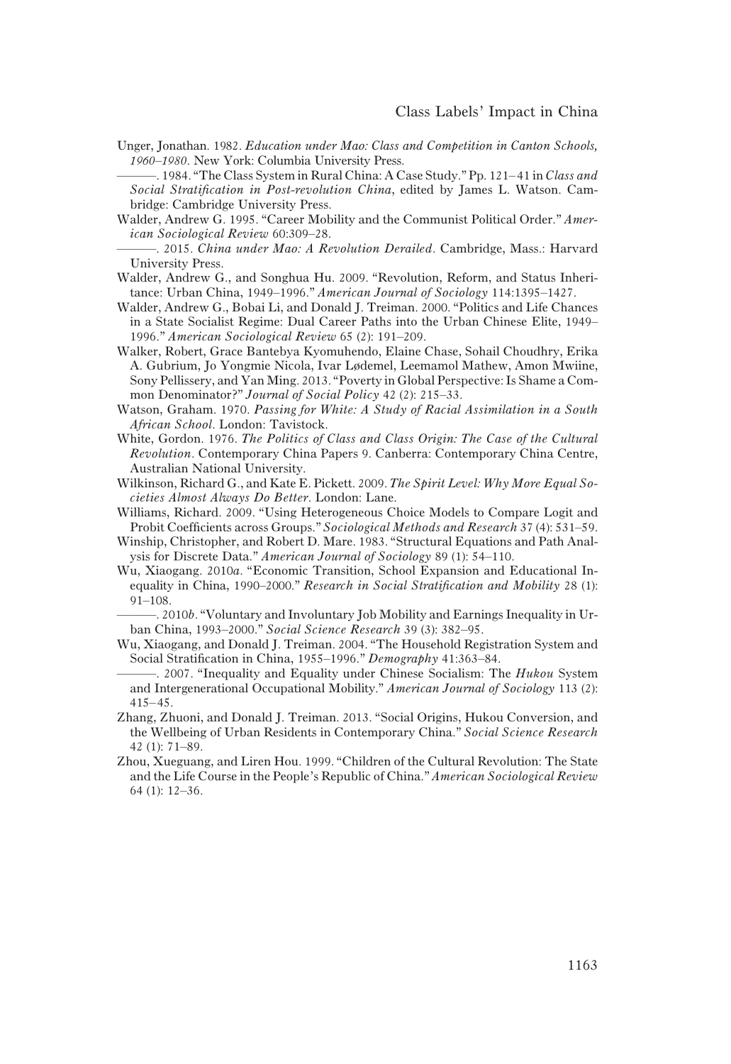Unger, Jonathan. 1982. *Education under Mao: Class and Competition in Canton Schools, 1960–1980*. New York: Columbia University Press.

———. 1984. "The Class System in Rural China: A Case Study." Pp. 121–41 in *Class and Social Stratification in Post-revolution China*, edited by James L. Watson. Cambridge: Cambridge University Press.

Walder, Andrew G. 1995. "Career Mobility and the Communist Political Order." *American Sociological Review* 60:309–28.

———. 2015. *China under Mao: A Revolution Derailed*. Cambridge, Mass.: Harvard University Press.

Walder, Andrew G., and Songhua Hu. 2009. "Revolution, Reform, and Status Inheritance: Urban China, 1949–1996." *American Journal of Sociology* 114:1395–1427.

Walder, Andrew G., Bobai Li, and Donald J. Treiman. 2000. "Politics and Life Chances in a State Socialist Regime: Dual Career Paths into the Urban Chinese Elite, 1949–1996." *American Sociological Review* 65 (2): 191–209.

Walker, Robert, Grace Bantebya Kyomuhendo, Elaine Chase, Sohail Choudhry, Erika A. Gubrium, Jo Yongmie Nicola, Ivar Lødemel, Leemamol Mathew, Amon Mwiine, Sony Pellissery, and Yan Ming. 2013. "Poverty in Global Perspective: Is Shame a Common Denominator?" *Journal of Social Policy* 42 (2): 215–33.

Watson, Graham. 1970. *Passing for White: A Study of Racial Assimilation in a South African School*. London: Tavistock.

White, Gordon. 1976. *The Politics of Class and Class Origin: The Case of the Cultural Revolution*. Contemporary China Papers 9. Canberra: Contemporary China Centre, Australian National University.

Wilkinson, Richard G., and Kate E. Pickett. 2009. *The Spirit Level: Why More Equal Societies Almost Always Do Better*. London: Lane.

Williams, Richard. 2009. "Using Heterogeneous Choice Models to Compare Logit and Probit Coefficients across Groups." *Sociological Methods and Research* 37 (4): 531–59.

Winship, Christopher, and Robert D. Mare. 1983. "Structural Equations and Path Analysis for Discrete Data." *American Journal of Sociology* 89 (1): 54–110.

Wu, Xiaogang. 2010*a*. "Economic Transition, School Expansion and Educational Inequality in China, 1990–2000." *Research in Social Stratification and Mobility* 28 (1): 91–108.

———. 2010*b*. "Voluntary and Involuntary Job Mobility and Earnings Inequality in Urban China, 1993–2000." *Social Science Research* 39 (3): 382–95.

Wu, Xiaogang, and Donald J. Treiman. 2004. "The Household Registration System and Social Stratification in China, 1955–1996." *Demography* 41:363–84.

———. 2007. "Inequality and Equality under Chinese Socialism: The *Hukou* System and Intergenerational Occupational Mobility." *American Journal of Sociology* 113 (2): 415–45.

Zhang, Zhuoni, and Donald J. Treiman. 2013. "Social Origins, Hukou Conversion, and the Wellbeing of Urban Residents in Contemporary China." *Social Science Research* 42 (1): 71–89.

Zhou, Xueguang, and Liren Hou. 1999. "Children of the Cultural Revolution: The State and the Life Course in the People's Republic of China." *American Sociological Review* 64 (1): 12–36.